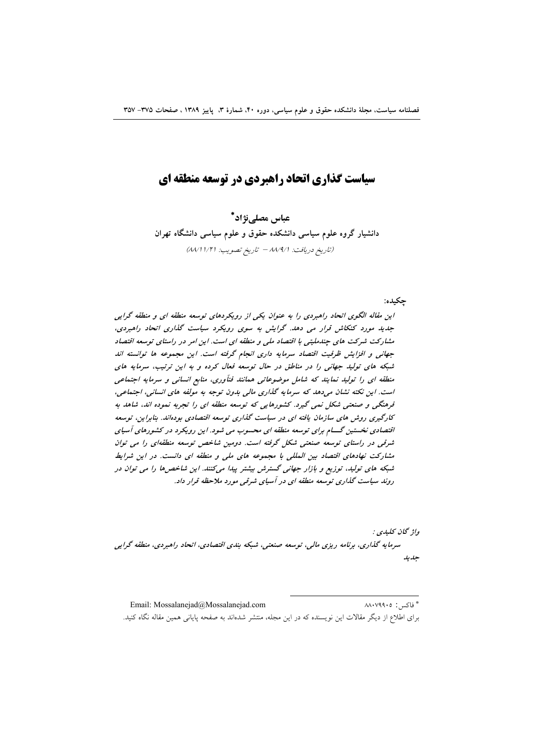# سیاست گذاری اتحاد راهبردی در توسعه منطقه ای

**عباس مصلی‌نژاد***

**دانشیار گروه علوم سیاسی دانشکده حقوق و علوم سیاسی دانشگاه تهران**

*(تاریخ دریافت: ۸۸/۹/۱ – تاریخ تصویب: ۸۸/۱۱/۲۱)*

چکیده:

*این مقاله الگوی اتحاد راهبردی را به عنوان یکی از رویکردهای توسعه منطقه ای و منطقه گرایی جدید مورد کنکاش قرار می دهد. گرایش به سوی رویکرد سیاست گذاری اتحاد راهبردی، مشارکت شرکت های چندملیتی با اقتصاد ملی و منطقه ای است. این امر در راستای توسعه اقتصاد جهانی و افزایش ظرفیت اقتصاد سرمایه داری انجام گرفته است. این مجموعه ها توانسته اند شبکه های تولید جهانی را در مناطق در حال توسعه فعال کرده و به این ترتیب، سرمایه های منطقه ای را تولید نمایند که شامل موضوعاتی همانند فنآوری، منابع انسانی و سرمایه اجتماعی است. این نکته نشان می‌دهد که سرمایه گذاری مالی بدون توجه به مولفه های انسانی، اجتماعی، فرهنگی و صنعتی شکل نمی گیرد. کشورهایی که توسعه منطقه ای را تجربه نموده اند، شاهد به کارگیری روش های سازمان یافته ای در سیاست گذاری توسعه اقتصادی بوده‌اند. بنابراین، توسعه اقتصادی نخستین گـــام برای توسعه منطقه ای محسوب می شود. این رویکرد در کشورهای آسیای شرقی در راستای توسعه صنعتی شکل گرفته است. دومین شاخص توسعه منطقه‌ای را می توان مشارکت نهادهای اقتصاد بین المللی با مجموعه های ملی و منطقه ای دانست. در این شرایط شبکه های تولید، توزیع و بازار جهانی گسترش بیشتر پیدا می‌کنند. این شاخص‌ها را می توان در روند سیاست گذاری توسعه منطقه ای در آسیای شرقی مورد ملاحظه قرار داد.*

*واژ گان کلیدی :*

*سرمایه گذاری، برنامه ریزی مالی، توسعه صنعتی، شبکه بندی اقتصادی، اتحاد راهبردی، منطقه گرایی جدید*

---

* فاکس: ۸۸۰۷۹۹۰۵ Email: Mossalanejad@Mossalanejad.com

برای اطلاع از دیگر مقالات این نویسنده که در این مجله، منتشر شده‌اند به صفحه پایانی همین مقاله نگاه کنید.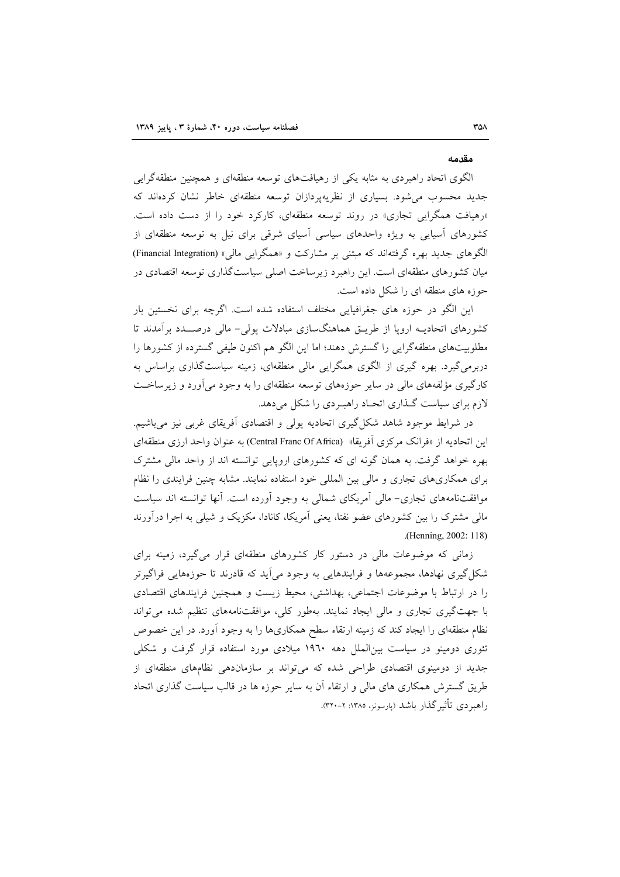## مقدمه

الگوی اتحاد راهبردی به مثابه یکی از رهیافت‌های توسعه منطقه‌ای و همچنین منطقه‌گرایی جدید محسوب می‌شود. بسیاری از نظریه‌پردازان توسعه منطقه‌ای خاطر نشان کرده‌اند که «رهیافت همگرایی تجاری» در روند توسعه منطقه‌ای، کارکرد خود را از دست داده است. کشورهای آسیایی به ویژه واحدهای سیاسی آسیای شرقی برای نیل به توسعه منطقه‌ای از الگوهای جدید بهره گرفته‌اند که مبتنی بر مشارکت و «همگرایی مالی» (Financial Integration) میان کشورهای منطقه‌ای است. این راهبرد زیرساخت اصلی سیاست‌گذاری توسعه اقتصادی در حوزه های منطقه ای را شکل داده است.

این الگو در حوزه های جغرافیایی مختلف استفاده شده است. اگرچه برای نخستین بار کشورهای اتحادیه اروپا از طریق هماهنگ‌سازی مبادلات پولی- مالی درصدد برآمدند تا مطلوبیت‌های منطقه‌گرایی را گسترش دهند؛ اما این الگو هم اکنون طیفی گسترده از کشورها را دربرمی‌گیرد. بهره گیری از الگوی همگرایی مالی منطقه‌ای، زمینه سیاست‌گذاری براساس به کارگیری مؤلفه‌های مالی در سایر حوزه‌های توسعه منطقه‌ای را به وجود می‌آورد و زیرساخت لازم برای سیاست گذاری اتحاد راهبردی را شکل می‌دهد.

در شرایط موجود شاهد شکل‌گیری اتحادیه پولی و اقتصادی آفریقای غربی نیز می‌باشیم. این اتحادیه از «فرانک مرکزی آفریقا» (Central Franc Of Africa) به عنوان واحد ارزی منطقه‌ای بهره خواهد گرفت. به همان گونه ای که کشورهای اروپایی توانسته اند از واحد مالی مشترک برای همکاری‌های تجاری و مالی بین المللی خود استفاده نمایند. مشابه چنین فرایندی را نظام موافقت‌نامه‌های تجاری- مالی آمریکای شمالی به وجود آورده است. آنها توانسته اند سیاست مالی مشترک را بین کشورهای عضو نفتا، یعنی آمریکا، کانادا، مکزیک و شیلی به اجرا درآورند (Henning, 2002: 118).

زمانی که موضوعات مالی در دستور کار کشورهای منطقه‌ای قرار می‌گیرد، زمینه برای شکل‌گیری نهادها، مجموعه‌ها و فرایندهایی به وجود می‌آید که قادرند تا حوزه‌هایی فراگیرتر را در ارتباط با موضوعات اجتماعی، بهداشتی، محیط زیست و همچنین فرایندهای اقتصادی با جهت‌گیری تجاری و مالی ایجاد نمایند. به‌طور کلی، موافقت‌نامه‌های تنظیم شده می‌تواند نظام منطقه‌ای را ایجاد کند که زمینه ارتقاء سطح همکاری‌ها را به وجود آورد. در این خصوص تئوری دومینو در سیاست بین‌الملل دهه ۱۹۶۰ میلادی مورد استفاده قرار گرفت و شکلی جدید از دومینوی اقتصادی طراحی شده که می‌تواند بر سازمان‌دهی نظام‌های منطقه‌ای از طریق گسترش همکاری های مالی و ارتقاء آن به سایر حوزه ها در قالب سیاست گذاری اتحاد راهبردی تأثیرگذار باشد (پارسونز، ۱۳۸۵: ۲-۳۲۰).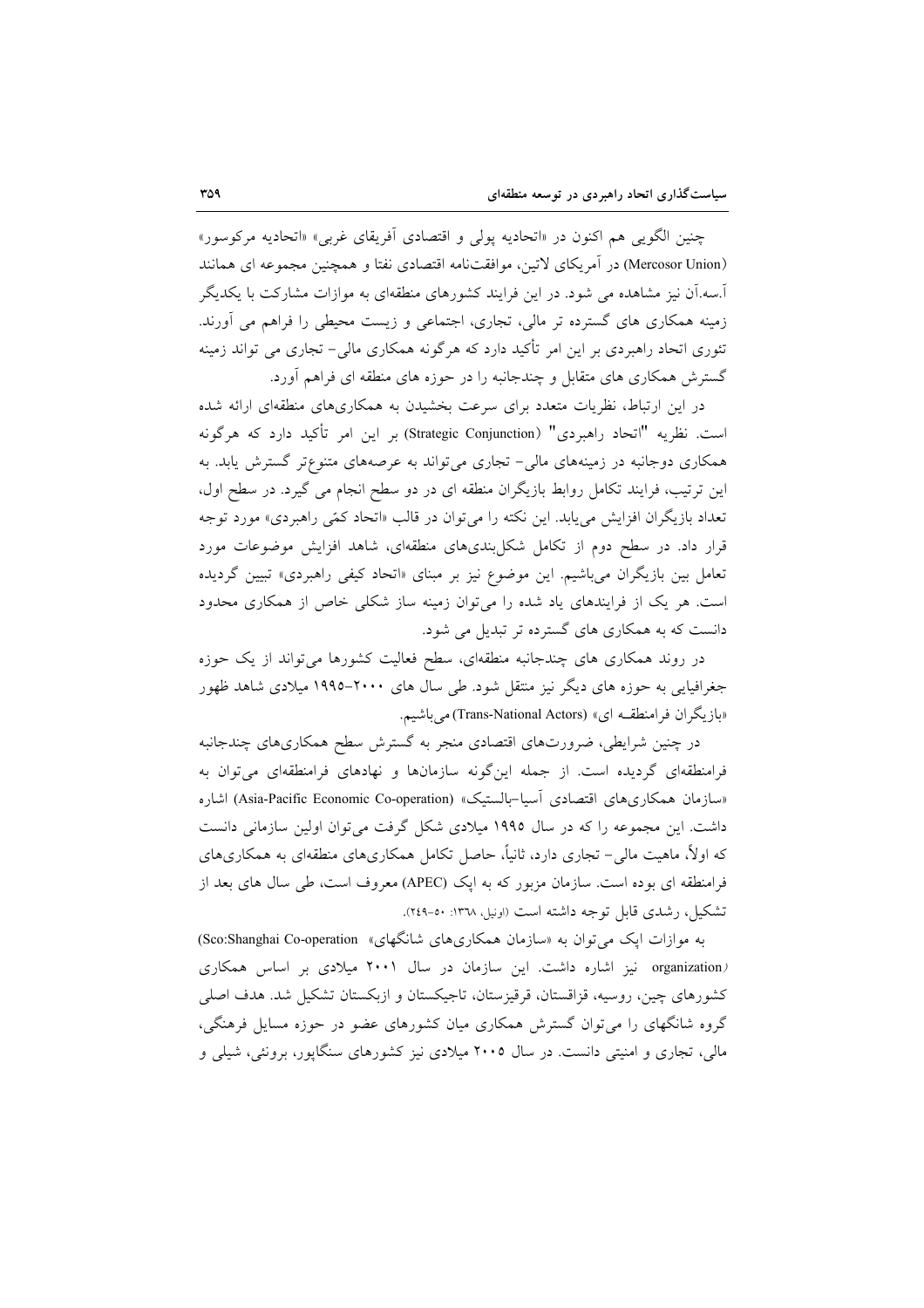چنین الگویی هم اکنون در «اتحادیه پولی و اقتصادی آفریقای غربی» «اتحادیه مرکوسور» (Mercosor Union) در آمریکای لاتین، موافقت‌نامه اقتصادی نفتا و همچنین مجموعه ای همانند آ.سه.آن نیز مشاهده می شود. در این فرایند کشورهای منطقه‌ای به موازات مشارکت با یکدیگر زمینه همکاری های گسترده تر مالی، تجاری، اجتماعی و زیست محیطی را فراهم می آورند. تئوری اتحاد راهبردی بر این امر تأکید دارد که هرگونه همکاری مالی- تجاری می تواند زمینه گسترش همکاری های متقابل و چندجانبه را در حوزه های منطقه ای فراهم آورد.

در این ارتباط، نظریات متعدد برای سرعت بخشیدن به همکاری‌های منطقه‌ای ارائه شده است. نظریه "اتحاد راهبردی" (Strategic Conjunction) بر این امر تأکید دارد که هرگونه همکاری دوجانبه در زمینه‌های مالی- تجاری می‌تواند به عرصه‌های متنوع‌تر گسترش یابد. به این ترتیب، فرایند تکامل روابط بازیگران منطقه ای در دو سطح انجام می گیرد. در سطح اول، تعداد بازیگران افزایش می‌یابد. این نکته را می‌توان در قالب «اتحاد کمّی راهبردی» مورد توجه قرار داد. در سطح دوم از تکامل شکل‌بندی‌های منطقه‌ای، شاهد افزایش موضوعات مورد تعامل بین بازیگران می‌باشیم. این موضوع نیز بر مبنای «اتحاد کیفی راهبردی» تبیین گردیده است. هر یک از فرایندهای یاد شده را می‌توان زمینه ساز شکلی خاص از همکاری محدود دانست که به همکاری های گسترده تر تبدیل می شود.

در روند همکاری های چندجانبه منطقه‌ای، سطح فعالیت کشورها می‌تواند از یک حوزه جغرافیایی به حوزه های دیگر نیز منتقل شود. طی سال های ۲۰۰۰-۱۹۹۵ میلادی شاهد ظهور «بازیگران فرامنطقـه ای» (Trans-National Actors) می‌باشیم.

در چنین شرایطی، ضرورت‌های اقتصادی منجر به گسترش سطح همکاری‌های چندجانبه فرامنطقه‌ای گردیده است. از جمله این‌گونه سازمان‌ها و نهادهای فرامنطقه‌ای می‌توان به «سازمان همکاری‌های اقتصادی آسیا-پاسفیک» (Asia-Pacific Economic Co-operation) اشاره داشت. این مجموعه را که در سال ۱۹۹۵ میلادی شکل گرفت می‌توان اولین سازمانی دانست که اولاً، ماهیت مالی- تجاری دارد، ثانیاً، حاصل تکامل همکاری‌های منطقه‌ای به همکاری‌های فرامنطقه ای بوده است. سازمان مزبور که به اپک (APEC) معروف است، طی سال های بعد از تشکیل، رشدی قابل توجه داشته است (اونیل، ۱۳۶۸: ۵۰-۲۴۹).

به موازات اپک می‌توان به «سازمان همکاری‌های شانگهای» (Sco:Shanghai Co-operation organization) نیز اشاره داشت. این سازمان در سال ۲۰۰۱ میلادی بر اساس همکاری کشورهای چین، روسیه، قزاقستان، قرقیزستان، تاجیکستان و ازبکستان تشکیل شد. هدف اصلی گروه شانگهای را می‌توان گسترش همکاری میان کشورهای عضو در حوزه مسایل فرهنگی، مالی، تجاری و امنیتی دانست. در سال ۲۰۰۵ میلادی نیز کشورهای سنگاپور، برونئی، شیلی و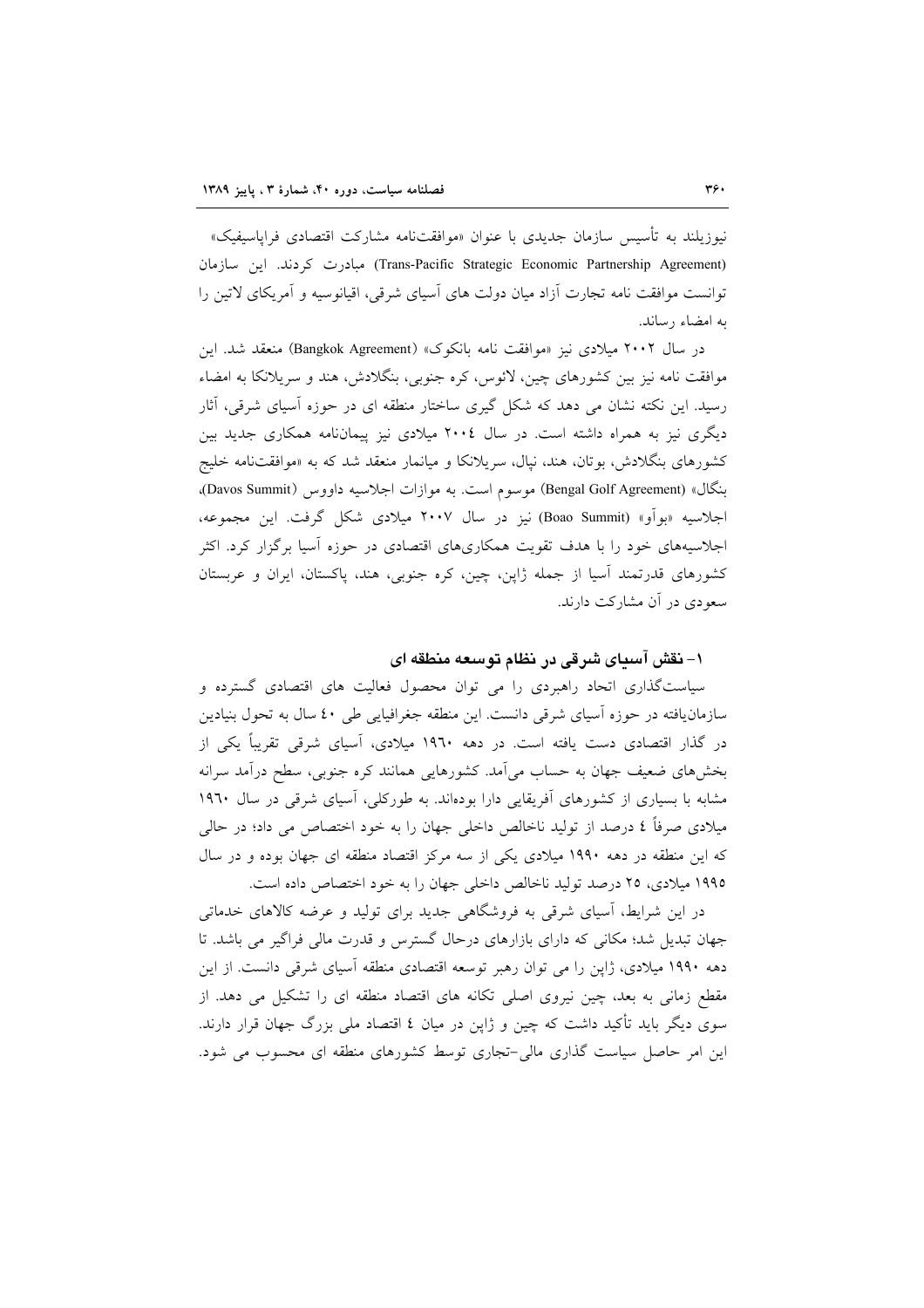نیوزیلند به تأسیس سازمان جدیدی با عنوان «موافقت‌نامه مشارکت اقتصادی فراپاسیفیک» (Trans-Pacific Strategic Economic Partnership Agreement) مبادرت کردند. این سازمان توانست موافقت نامه تجارت آزاد میان دولت های آسیای شرقی، اقیانوسیه و آمریکای لاتین را به امضاء رساند.

در سال ۲۰۰۲ میلادی نیز «موافقت نامه بانکوک» (Bangkok Agreement) منعقد شد. این موافقت نامه نیز بین کشورهای چین، لائوس، کره جنوبی، بنگلادش، هند و سریلانکا به امضاء رسید. این نکته نشان می دهد که شکل گیری ساختار منطقه ای در حوزه آسیای شرقی، آثار دیگری نیز به همراه داشته است. در سال ۲۰۰٤ میلادی نیز پیمان‌نامه همکاری جدید بین کشورهای بنگلادش، بوتان، هند، نپال، سریلانکا و میانمار منعقد شد که به «موافقت‌نامه خلیج بنگال» (Bengal Golf Agreement) موسوم است. به موازات اجلاسیه داووس (Davos Summit)، اجلاسیه «بوآو» (Boao Summit) نیز در سال ۲۰۰۷ میلادی شکل گرفت. این مجموعه، اجلاسیه‌های خود را با هدف تقویت همکاری‌های اقتصادی در حوزه آسیا برگزار کرد. اکثر کشورهای قدرتمند آسیا از جمله ژاپن، چین، کره جنوبی، هند، پاکستان، ایران و عربستان سعودی در آن مشارکت دارند.

### ۱- نقش آسیای شرقی در نظام توسعه منطقه ای

سیاست‌گذاری اتحاد راهبردی را می توان محصول فعالیت های اقتصادی گسترده و سازمان‌یافته در حوزه آسیای شرقی دانست. این منطقه جغرافیایی طی ٤٠ سال به تحول بنیادین در گذار اقتصادی دست یافته است. در دهه ۱۹٦٠ میلادی، آسیای شرقی تقریباً یکی از بخش‌های ضعیف جهان به حساب می‌آمد. کشورهایی همانند کره جنوبی، سطح درآمد سرانه مشابه با بسیاری از کشورهای آفریقایی دارا بوده‌اند. به طورکلی، آسیای شرقی در سال ۱۹٦٠ میلادی صرفاً ٤ درصد از تولید ناخالص داخلی جهان را به خود اختصاص می داد؛ در حالی که این منطقه در دهه ۱۹۹٠ میلادی یکی از سه مرکز اقتصاد منطقه ای جهان بوده و در سال ۱۹۹۵ میلادی، ۲۵ درصد تولید ناخالص داخلی جهان را به خود اختصاص داده است.

در این شرایط، آسیای شرقی به فروشگاهی جدید برای تولید و عرضه کالاهای خدماتی جهان تبدیل شد؛ مکانی که دارای بازارهای درحال گسترش و قدرت مالی فراگیر می باشد. تا دهه ۱۹۹٠ میلادی، ژاپن را می توان رهبر توسعه اقتصادی منطقه آسیای شرقی دانست. از این مقطع زمانی به بعد، چین نیروی اصلی تکانه های اقتصاد منطقه ای را تشکیل می دهد. از سوی دیگر باید تأکید داشت که چین و ژاپن در میان ٤ اقتصاد ملی بزرگ جهان قرار دارند. این امر حاصل سیاست گذاری مالی-تجاری توسط کشورهای منطقه ای محسوب می شود.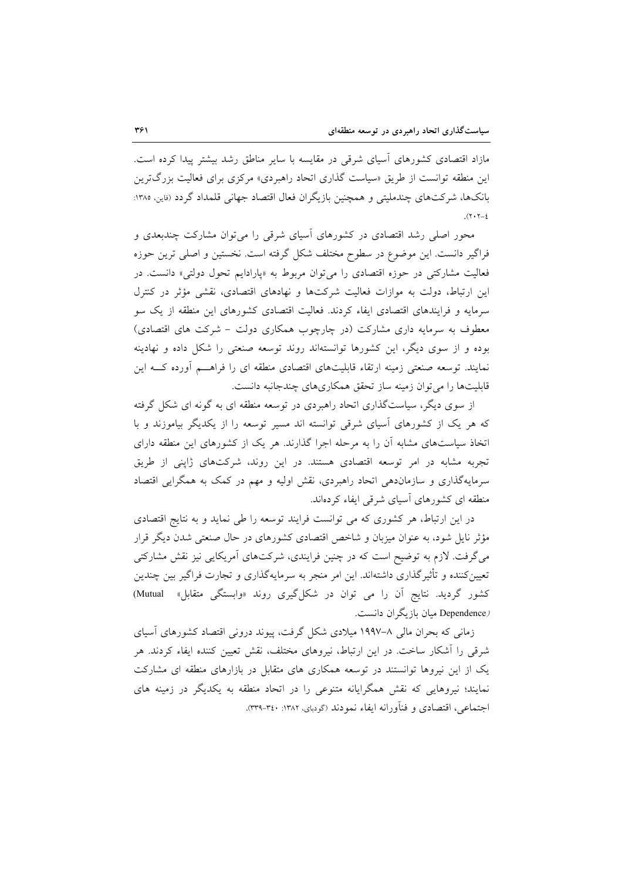مازاد اقتصادی کشورهای آسیای شرقی در مقایسه با سایر مناطق رشد بیشتر پیدا کرده است. این منطقه توانست از طریق «سیاست گذاری اتحاد راهبردی» مرکزی برای فعالیت بزرگ‌ترین بانک‌ها، شرکت‌های چندملیتی و همچنین بازیگران فعال اقتصاد جهانی قلمداد گردد (فاین، ۱۳۸۵: ۴-۲۰۲).

محور اصلی رشد اقتصادی در کشورهای آسیای شرقی را می‌توان مشارکت چندبعدی و فراگیر دانست. این موضوع در سطوح مختلف شکل گرفته است. نخستین و اصلی ترین حوزه فعالیت مشارکتی در حوزه اقتصادی را می‌توان مربوط به «پارادایم تحول دولتی» دانست. در این ارتباط، دولت به موازات فعالیت شرکت‌ها و نهادهای اقتصادی، نقشی مؤثر در کنترل سرمایه و فرایندهای اقتصادی ایفاء کردند. فعالیت اقتصادی کشورهای این منطقه از یک سو معطوف به سرمایه داری مشارکت (در چارچوب همکاری دولت - شرکت های اقتصادی) بوده و از سوی دیگر، این کشورها توانسته‌اند روند توسعه صنعتی را شکل داده و نهادینه نمایند. توسعه صنعتی زمینه ارتقاء قابلیت‌های اقتصادی منطقه ای را فراهـــم آورده کـــه این قابلیت‌ها را می‌توان زمینه ساز تحقق همکاری‌های چندجانبه دانست.

از سوی دیگر، سیاست‌گذاری اتحاد راهبردی در توسعه منطقه ای به گونه ای شکل گرفته که هر یک از کشورهای آسیای شرقی توانسته اند مسیر توسعه را از یکدیگر بیاموزند و با اتخاذ سیاست‌های مشابه آن را به مرحله اجرا گذارند. هر یک از کشورهای این منطقه دارای تجربه مشابه در امر توسعه اقتصادی هستند. در این روند، شرکت‌های ژاپنی از طریق سرمایه‌گذاری و سازماندهی اتحاد راهبردی، نقش اولیه و مهم در کمک به همگرایی اقتصاد منطقه ای کشورهای آسیای شرقی ایفاء کرده‌اند.

در این ارتباط، هر کشوری که می توانست فرایند توسعه را طی نماید و به نتایج اقتصادی مؤثر نایل شود، به عنوان میزبان و شاخص اقتصادی کشورهای در حال صنعتی شدن دیگر قرار می‌گرفت. لازم به توضیح است که در چنین فرایندی، شرکت‌های آمریکایی نیز نقش مشارکتی تعیین‌کننده و تأثیرگذاری داشته‌اند. این امر منجر به سرمایه‌گذاری و تجارت فراگیر بین چندین کشور گردید. نتایج آن را می توان در شکل‌گیری روند «وابستگی متقابل» (Mutual Dependence) میان بازیگران دانست.

زمانی که بحران مالی ۸-۱۹۹۷ میلادی شکل گرفت، پیوند درونی اقتصاد کشورهای آسیای شرقی را آشکار ساخت. در این ارتباط، نیروهای مختلف، نقش تعیین کننده ایفاء کردند. هر یک از این نیروها توانستند در توسعه همکاری های متقابل در بازارهای منطقه ای مشارکت نمایند؛ نیروهایی که نقش همگرایانه متنوعی را در اتحاد منطقه به یکدیگر در زمینه های اجتماعی، اقتصادی و فناورانه ایفاء نمودند (گودبای، ۱۳۸۲: ۳۴۰-۳۳۹).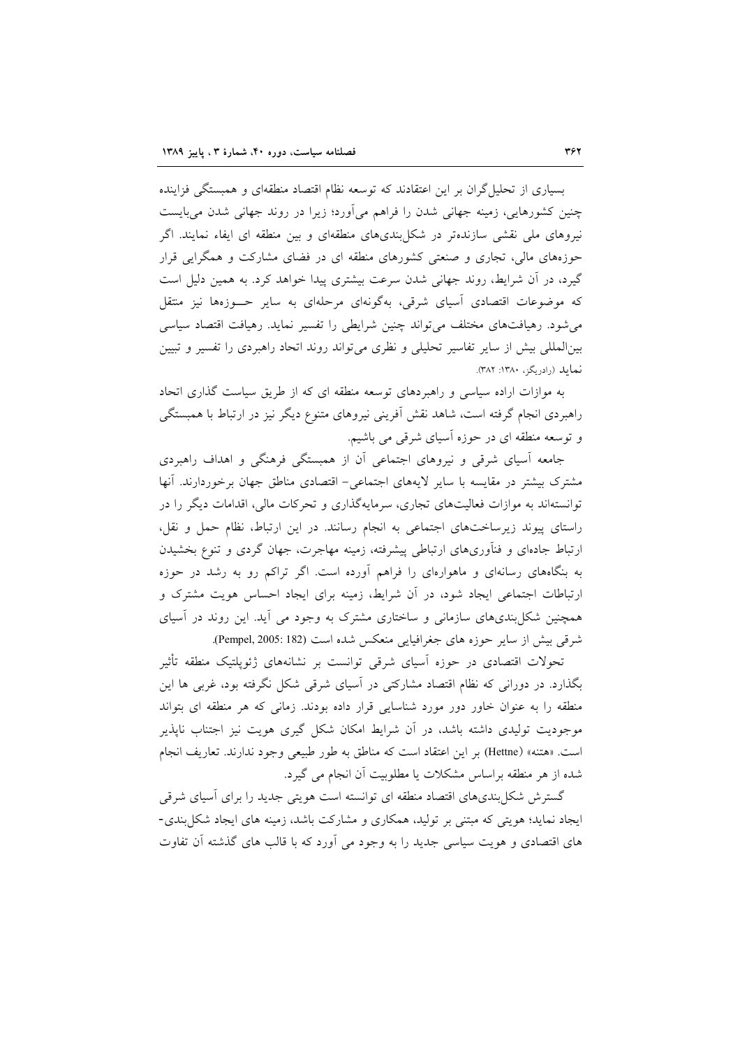بسیاری از تحلیل‌گران بر این اعتقادند که توسعه نظام اقتصاد منطقه‌ای و همبستگی فزاینده چنین کشورهایی، زمینه جهانی شدن را فراهم می‌آورد؛ زیرا در روند جهانی شدن می‌بایست نیروهای ملی نقشی سازنده‌تر در شکل‌بندی‌های منطقه‌ای و بین منطقه ای ایفاء نمایند. اگر حوزه‌های مالی، تجاری و صنعتی کشورهای منطقه ای در فضای مشارکت و همگرایی قرار گیرد، در آن شرایط، روند جهانی شدن سرعت بیشتری پیدا خواهد کرد. به همین دلیل است که موضوعات اقتصادی آسیای شرقی، به‌گونه‌ای مرحله‌ای به سایر حوزه‌ها نیز منتقل می‌شود. رهیافت‌های مختلف می‌تواند چنین شرایطی را تفسیر نماید. رهیافت اقتصاد سیاسی بین‌المللی بیش از سایر تفاسیر تحلیلی و نظری می‌تواند روند اتحاد راهبردی را تفسیر و تبیین نماید (رادریگز، ۱۳۸۰: ۳۸۲).

به موازات اراده سیاسی و راهبردهای توسعه منطقه ای که از طریق سیاست گذاری اتحاد راهبردی انجام گرفته است، شاهد نقش آفرینی نیروهای متنوع دیگر نیز در ارتباط با همبستگی و توسعه منطقه ای در حوزه آسیای شرقی می باشیم.

جامعه آسیای شرقی و نیروهای اجتماعی آن از همبستگی فرهنگی و اهداف راهبردی مشترک بیشتر در مقایسه با سایر لایه‌های اجتماعی- اقتصادی مناطق جهان برخوردارند. آنها توانسته‌اند به موازات فعالیت‌های تجاری، سرمایه‌گذاری و تحرکات مالی، اقدامات دیگر را در راستای پیوند زیرساخت‌های اجتماعی به انجام رسانند. در این ارتباط، نظام حمل و نقل، ارتباط جاده‌ای و فنآوری‌های ارتباطی پیشرفته، زمینه مهاجرت، جهان گردی و تنوع بخشیدن به بنگاه‌های رسانه‌ای و ماهواره‌ای را فراهم آورده است. اگر تراکم رو به رشد در حوزه ارتباطات اجتماعی ایجاد شود، در آن شرایط، زمینه برای ایجاد احساس هویت مشترک و همچنین شکل‌بندی‌های سازمانی و ساختاری مشترک به وجود می آید. این روند در آسیای شرقی بیش از سایر حوزه های جغرافیایی منعکس شده است (Pempel, 2005: 182).

تحولات اقتصادی در حوزه آسیای شرقی توانست بر نشانه‌های ژئوپلتیک منطقه تأثیر بگذارد. در دورانی که نظام اقتصاد مشارکتی در آسیای شرقی شکل نگرفته بود، غربی ها این منطقه را به عنوان خاور دور مورد شناسایی قرار داده بودند. زمانی که هر منطقه ای بتواند موجودیت تولیدی داشته باشد، در آن شرایط امکان شکل گیری هویت نیز اجتناب ناپذیر است. «هتنه» (Hettne) بر این اعتقاد است که مناطق به طور طبیعی وجود ندارند. تعاریف انجام شده از هر منطقه براساس مشکلات یا مطلوبیت آن انجام می گیرد.

گسترش شکل‌بندی‌های اقتصاد منطقه ای توانسته است هویتی جدید را برای آسیای شرقی ایجاد نماید؛ هویتی که مبتنی بر تولید، همکاری و مشارکت باشد، زمینه های ایجاد شکل‌بندی‌های اقتصادی و هویت سیاسی جدید را به وجود می آورد که با قالب های گذشته آن تفاوت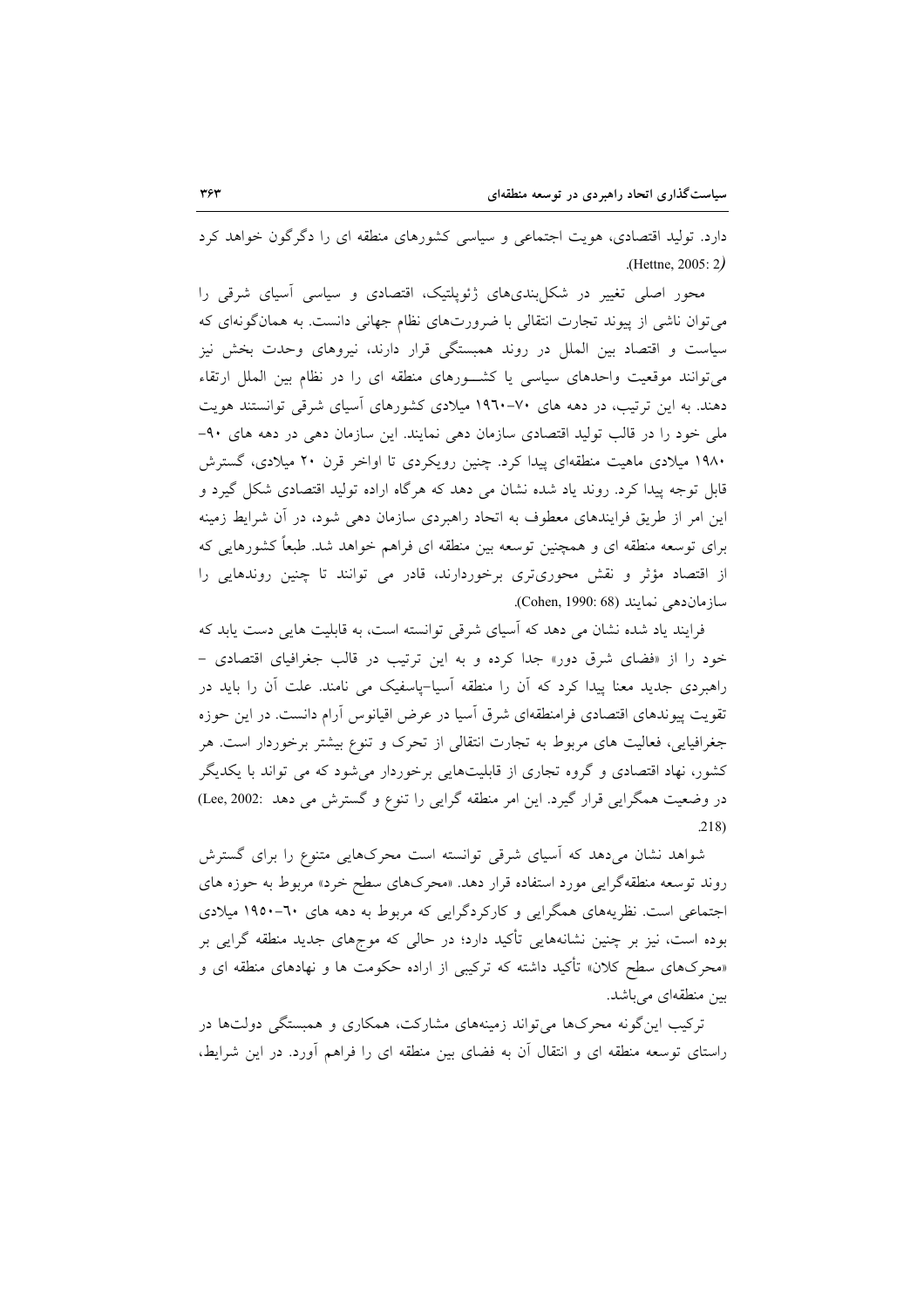دارد. تولید اقتصادی، هویت اجتماعی و سیاسی کشورهای منطقه ای را دگرگون خواهد کرد (Hettne, 2005: 2).

محور اصلی تغییر در شکل‌بندی‌های ژئوپلتیک، اقتصادی و سیاسی آسیای شرقی را می‌توان ناشی از پیوند تجارت انتقالی با ضرورت‌های نظام جهانی دانست. به همان‌گونه‌ای که سیاست و اقتصاد بین الملل در روند همبستگی قرار دارند، نیروهای وحدت بخش نیز می‌توانند موقعیت واحدهای سیاسی یا کشـورهای منطقه ای را در نظام بین الملل ارتقاء دهند. به این ترتیب، در دهه های ۷۰–۱۹۶۰ میلادی کشورهای آسیای شرقی توانستند هویت ملی خود را در قالب تولید اقتصادی سازمان دهی نمایند. این سازمان دهی در دهه های ۹۰–۱۹۸۰ میلادی ماهیت منطقه‌ای پیدا کرد. چنین رویکردی تا اواخر قرن ۲۰ میلادی، گسترش قابل توجه پیدا کرد. روند یاد شده نشان می دهد که هرگاه اراده تولید اقتصادی شکل گیرد و این امر از طریق فرایندهای معطوف به اتحاد راهبردی سازمان دهی شود، در آن شرایط زمینه برای توسعه منطقه ای و همچنین توسعه بین منطقه ای فراهم خواهد شد. طبعاً کشورهایی که از اقتصاد مؤثر و نقش محوری‌تری برخوردارند، قادر می توانند تا چنین روندهایی را سازمان‌دهی نمایند (Cohen, 1990: 68).

فرایند یاد شده نشان می دهد که آسیای شرقی توانسته است، به قابلیت هایی دست یابد که خود را از «فضای شرق دور» جدا کرده و به این ترتیب در قالب جغرافیای اقتصادی – راهبردی جدید معنا پیدا کرد که آن را منطقه آسیا–پاسفیک می نامند. علت آن را باید در تقویت پیوندهای اقتصادی فرامنطقه‌ای شرق آسیا در عرض اقیانوس آرام دانست. در این حوزه جغرافیایی، فعالیت های مربوط به تجارت انتقالی از تحرک و تنوع بیشتر برخوردار است. هر کشور، نهاد اقتصادی و گروه تجاری از قابلیت‌هایی برخوردار می‌شود که می تواند با یکدیگر در وضعیت همگرایی قرار گیرد. این امر منطقه گرایی را تنوع و گسترش می دهد (Lee, 2002: 218).

شواهد نشان می‌دهد که آسیای شرقی توانسته است محرک‌هایی متنوع را برای گسترش روند توسعه منطقه‌گرایی مورد استفاده قرار دهد. «محرک‌های سطح خرد» مربوط به حوزه های اجتماعی است. نظریه‌های همگرایی و کارکردگرایی که مربوط به دهه های ۶۰–۱۹۵۰ میلادی بوده است، نیز بر چنین نشانه‌هایی تأکید دارد؛ در حالی که موج‌های جدید منطقه گرایی بر «محرک‌های سطح کلان» تأکید داشته که ترکیبی از اراده حکومت ها و نهادهای منطقه ای و بین منطقه‌ای می‌باشد.

ترکیب این‌گونه محرک‌ها می‌تواند زمینه‌های مشارکت، همکاری و همبستگی دولت‌ها در راستای توسعه منطقه ای و انتقال آن به فضای بین منطقه ای را فراهم آورد. در این شرایط،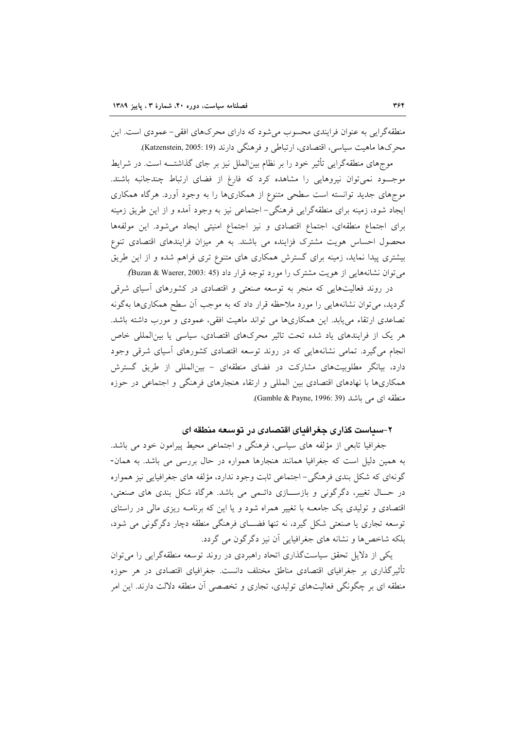منطقه‌گرایی به عنوان فرایندی محسوب می‌شود که دارای محرک‌های افقی– عمودی است. این محرک‌ها ماهیت سیاسی، اقتصادی، ارتباطی و فرهنگی دارند (Katzenstein, 2005: 19).

موج‌های منطقه‌گرایی تأثیر خود را بر نظام بین‌الملل نیز بر جای گذاشتـــه است. در شرایط موجــود نمی‌توان نیروهایی را مشاهده کرد که فارغ از فضای ارتباط چندجانبه باشند. موج‌های جدید توانسته است سطحی متنوع از همکاری‌ها را به وجود آورد. هرگاه همکاری ایجاد شود، زمینه برای منطقه‌گرایی فرهنگی– اجتماعی نیز به وجود آمده و از این طریق زمینه برای اجتماع منطقه‌ای، اجتماع اقتصادی و نیز اجتماع امنیتی ایجاد می‌شود. این مولفه‌ها محصول احساس هویت مشترک فزاینده می باشند. به هر میزان فرایندهای اقتصادی تنوع بیشتری پیدا نماید، زمینه برای گسترش همکاری های متنوع تری فراهم شده و از این طریق می‌توان نشانه‌هایی از هویت مشترک را مورد توجه قرار داد (Buzan & Waerer, 2003: 45).

در روند فعالیت‌هایی که منجر به توسعه صنعتی و اقتصادی در کشورهای آسیای شرقی گردید، می‌توان نشانه‌هایی را مورد ملاحظه قرار داد که به موجب آن سطح همکاری‌ها به‌گونه تصاعدی ارتقاء می‌یابد. این همکاری‌ها می تواند ماهیت افقی، عمودی و مورب داشته باشد. هر یک از فرایندهای یاد شده تحت تاثیر محرک‌های اقتصادی، سیاسی یا بین‌المللی خاص انجام می‌گیرد. تمامی نشانه‌هایی که در روند توسعه اقتصادی کشورهای آسیای شرقی وجود دارد، بیانگر مطلوبیت‌های مشارکت در فضای منطقه‌ای – بین‌المللی از طریق گسترش همکاری‌ها با نهادهای اقتصادی بین المللی و ارتقاء هنجارهای فرهنگی و اجتماعی در حوزه منطقه ای می باشد (Gamble & Payne, 1996: 39).

## ۲–سیاست گذاری جغرافیای اقتصادی در توسعه منطقه ای

جغرافیا تابعی از مؤلفه های سیاسی، فرهنگی و اجتماعی محیط پیرامون خود می باشد. به همین دلیل است که جغرافیا همانند هنجارها همواره در حال بررسی می باشد. به همان-گونه‌ای که شکل بندی فرهنگی– اجتماعی ثابت وجود ندارد، مؤلفه های جغرافیایی نیز همواره در حـــال تغییر، دگرگونی و بازســـازی دائـمی می باشد. هرگاه شکل بندی های صنعتی، اقتصادی و تولیدی یک جامعــه با تغییر همراه شود و یا این که برنامــه ریزی مالی در راستای توسعه تجاری یا صنعتی شکل گیرد، نه تنها فضــــای فرهنگی منطقه دچار دگرگونی می شود، بلکه شاخص‌ها و نشانه های جغرافیایی آن نیز دگرگون می گردد.

یکی از دلایل تحقق سیاست‌گذاری اتحاد راهبردی در روند توسعه منطقه‌گرایی را می‌توان تأثیرگذاری بر جغرافیای اقتصادی مناطق مختلف دانست. جغرافیای اقتصادی در هر حوزه منطقه ای بر چگونگی فعالیت‌های تولیدی، تجاری و تخصصی آن منطقه دلالت دارند. این امر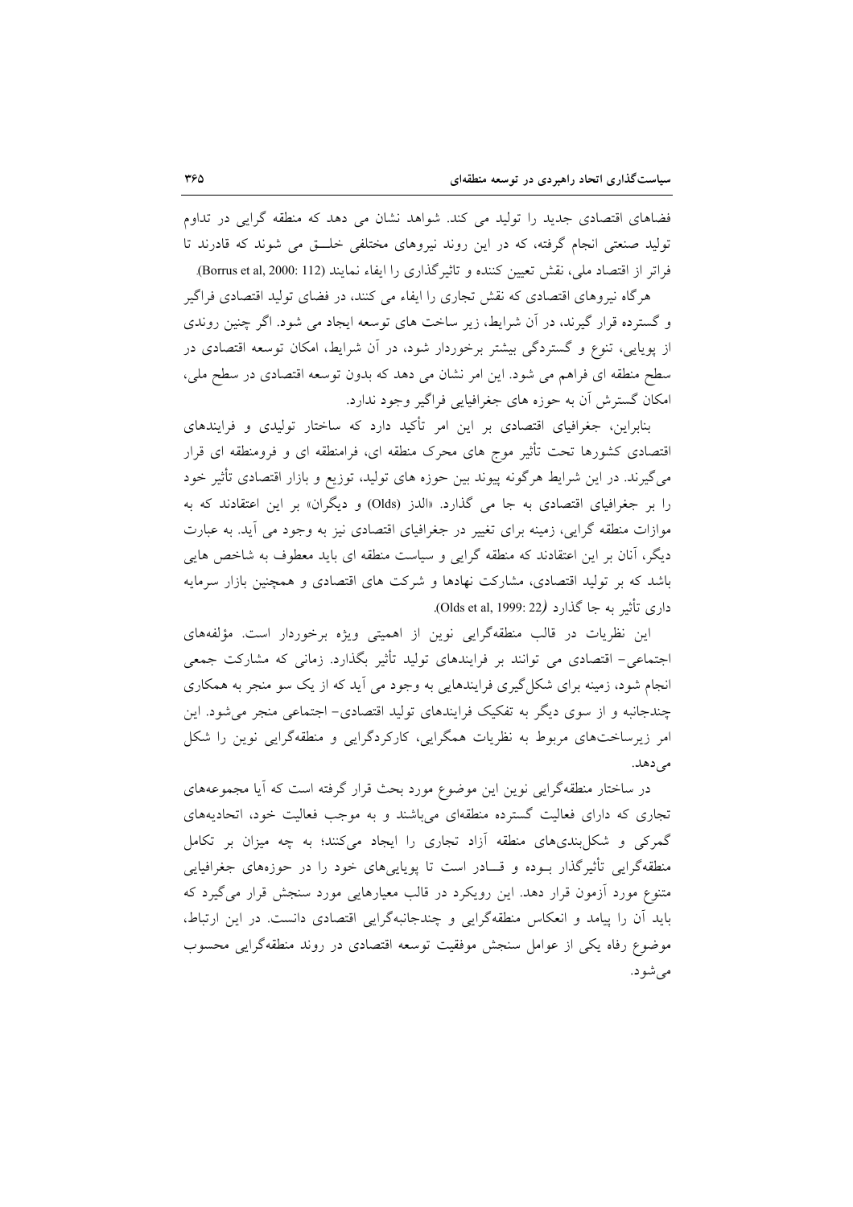فضاهای اقتصادی جدید را تولید می کند. شواهد نشان می دهد که منطقه گرایی در تداوم تولید صنعتی انجام گرفته، که در این روند نیروهای مختلفی خلــق می شوند که قادرند تا فراتر از اقتصاد ملی، نقش تعیین کننده و تاثیرگذاری را ایفاء نمایند (Borrus et al, 2000: 112).

هرگاه نیروهای اقتصادی که نقش تجاری را ایفاء می کنند، در فضای تولید اقتصادی فراگیر و گسترده قرار گیرند، در آن شرایط، زیر ساخت های توسعه ایجاد می شود. اگر چنین روندی از پویایی، تنوع و گستردگی بیشتر برخوردار شود، در آن شرایط، امکان توسعه اقتصادی در سطح منطقه ای فراهم می شود. این امر نشان می دهد که بدون توسعه اقتصادی در سطح ملی، امکان گسترش آن به حوزه های جغرافیایی فراگیر وجود ندارد.

بنابراین، جغرافیای اقتصادی بر این امر تأکید دارد که ساختار تولیدی و فرایندهای اقتصادی کشورها تحت تأثیر موج های محرک منطقه ای، فرامنطقه ای و فرومنطقه ای قرار می‌گیرند. در این شرایط هرگونه پیوند بین حوزه های تولید، توزیع و بازار اقتصادی تأثیر خود را بر جغرافیای اقتصادی به جا می گذارد. «الدز (Olds) و دیگران» بر این اعتقادند که به موازات منطقه گرایی، زمینه برای تغییر در جغرافیای اقتصادی نیز به وجود می آید. به عبارت دیگر، آنان بر این اعتقادند که منطقه گرایی و سیاست منطقه ای باید معطوف به شاخص هایی باشد که بر تولید اقتصادی، مشارکت نهادها و شرکت های اقتصادی و همچنین بازار سرمایه داری تأثیر به جا گذارد (Olds et al, 1999: 22).

این نظریات در قالب منطقه‌گرایی نوین از اهمیتی ویژه برخوردار است. مؤلفه‌های اجتماعی- اقتصادی می توانند بر فرایندهای تولید تأثیر بگذارد. زمانی که مشارکت جمعی انجام شود، زمینه برای شکل‌گیری فرایندهایی به وجود می آید که از یک سو منجر به همکاری چندجانبه و از سوی دیگر به تفکیک فرایندهای تولید اقتصادی- اجتماعی منجر می‌شود. این امر زیرساخت‌های مربوط به نظریات همگرایی، کارکردگرایی و منطقه‌گرایی نوین را شکل می‌دهد.

در ساختار منطقه‌گرایی نوین این موضوع مورد بحث قرار گرفته است که آیا مجموعه‌های تجاری که دارای فعالیت گسترده منطقه‌ای می‌باشند و به موجب فعالیت خود، اتحادیه‌های گمرکی و شکل‌بندی‌های منطقه آزاد تجاری را ایجاد می‌کنند؛ به چه میزان بر تکامل منطقه‌گرایی تأثیرگذار بــوده و قــادر است تا پویایی‌های خود را در حوزه‌های جغرافیایی متنوع مورد آزمون قرار دهد. این رویکرد در قالب معیارهایی مورد سنجش قرار می‌گیرد که باید آن را پیامد و انعکاس منطقه‌گرایی و چندجانبه‌گرایی اقتصادی دانست. در این ارتباط، موضوع رفاه یکی از عوامل سنجش موفقیت توسعه اقتصادی در روند منطقه‌گرایی محسوب می‌شود.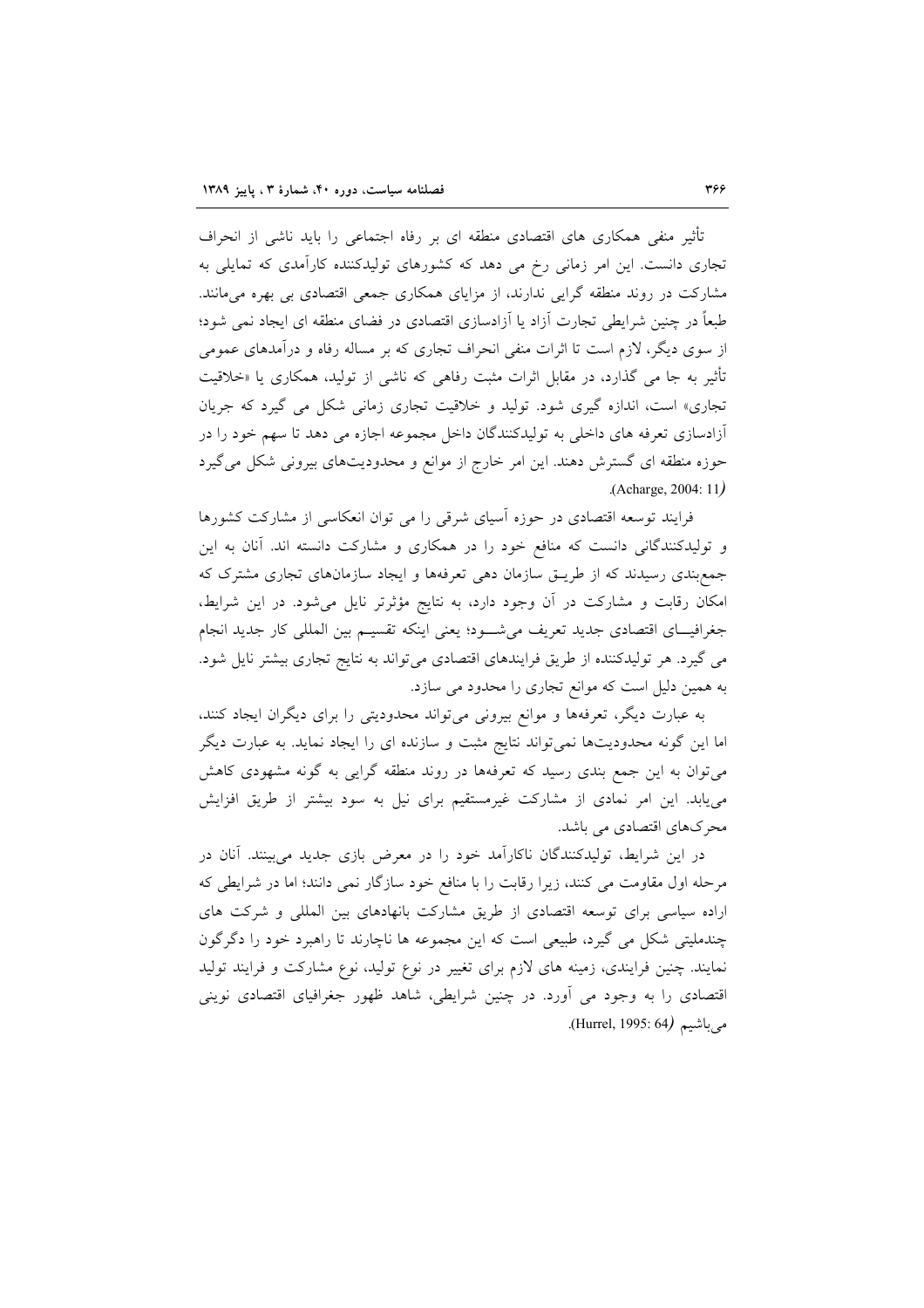تأثیر منفی همکاری های اقتصادی منطقه ای بر رفاه اجتماعی را باید ناشی از انحراف تجاری دانست. این امر زمانی رخ می دهد که کشورهای تولیدکننده کارآمدی که تمایلی به مشارکت در روند منطقه گرایی ندارند، از مزایای همکاری جمعی اقتصادی بی بهره می‌مانند. طبعاً در چنین شرایطی تجارت آزاد یا آزادسازی اقتصادی در فضای منطقه ای ایجاد نمی شود؛ از سوی دیگر، لازم است تا اثرات منفی انحراف تجاری که بر مساله رفاه و درآمدهای عمومی تأثیر به جا می گذارد، در مقابل اثرات مثبت رفاهی که ناشی از تولید، همکاری یا «خلاقیت تجاری» است، اندازه گیری شود. تولید و خلاقیت تجاری زمانی شکل می گیرد که جریان آزادسازی تعرفه های داخلی به تولیدکنندگان داخل مجموعه اجازه می دهد تا سهم خود را در حوزه منطقه ای گسترش دهند. این امر خارج از موانع و محدودیت‌های بیرونی شکل می‌گیرد (Acharge, 2004: 11).

فرایند توسعه اقتصادی در حوزه آسیای شرقی را می توان انعکاسی از مشارکت کشورها و تولیدکنندگانی دانست که منافع خود را در همکاری و مشارکت دانسته اند. آنان به این جمع‌بندی رسیدند که از طریق سازمان دهی تعرفه‌ها و ایجاد سازمان‌های تجاری مشترک که امکان رقابت و مشارکت در آن وجود دارد، به نتایج مؤثرتر نایل می‌شود. در این شرایط، جغرافیای اقتصادی جدید تعریف می‌شود؛ یعنی اینکه تقسیم بین المللی کار جدید انجام می گیرد. هر تولیدکننده از طریق فرایندهای اقتصادی می‌تواند به نتایج تجاری بیشتر نایل شود. به همین دلیل است که موانع تجاری را محدود می سازد.

به عبارت دیگر، تعرفه‌ها و موانع بیرونی می‌تواند محدودیتی را برای دیگران ایجاد کنند، اما این گونه محدودیت‌ها نمی‌تواند نتایج مثبت و سازنده ای را ایجاد نماید. به عبارت دیگر می‌توان به این جمع بندی رسید که تعرفه‌ها در روند منطقه گرایی به گونه مشهودی کاهش می‌یابد. این امر نمادی از مشارکت غیرمستقیم برای نیل به سود بیشتر از طریق افزایش محرک‌های اقتصادی می باشد.

در این شرایط، تولیدکنندگان ناکارآمد خود را در معرض بازی جدید می‌بینند. آنان در مرحله اول مقاومت می کنند، زیرا رقابت را با منافع خود سازگار نمی دانند؛ اما در شرایطی که اراده سیاسی برای توسعه اقتصادی از طریق مشارکت بانهادهای بین المللی و شرکت های چندملیتی شکل می گیرد، طبیعی است که این مجموعه ها ناچارند تا راهبرد خود را دگرگون نمایند. چنین فرایندی، زمینه های لازم برای تغییر در نوع تولید، نوع مشارکت و فرایند تولید اقتصادی را به وجود می آورد. در چنین شرایطی، شاهد ظهور جغرافیای اقتصادی نوینی می‌باشیم (Hurrel, 1995: 64).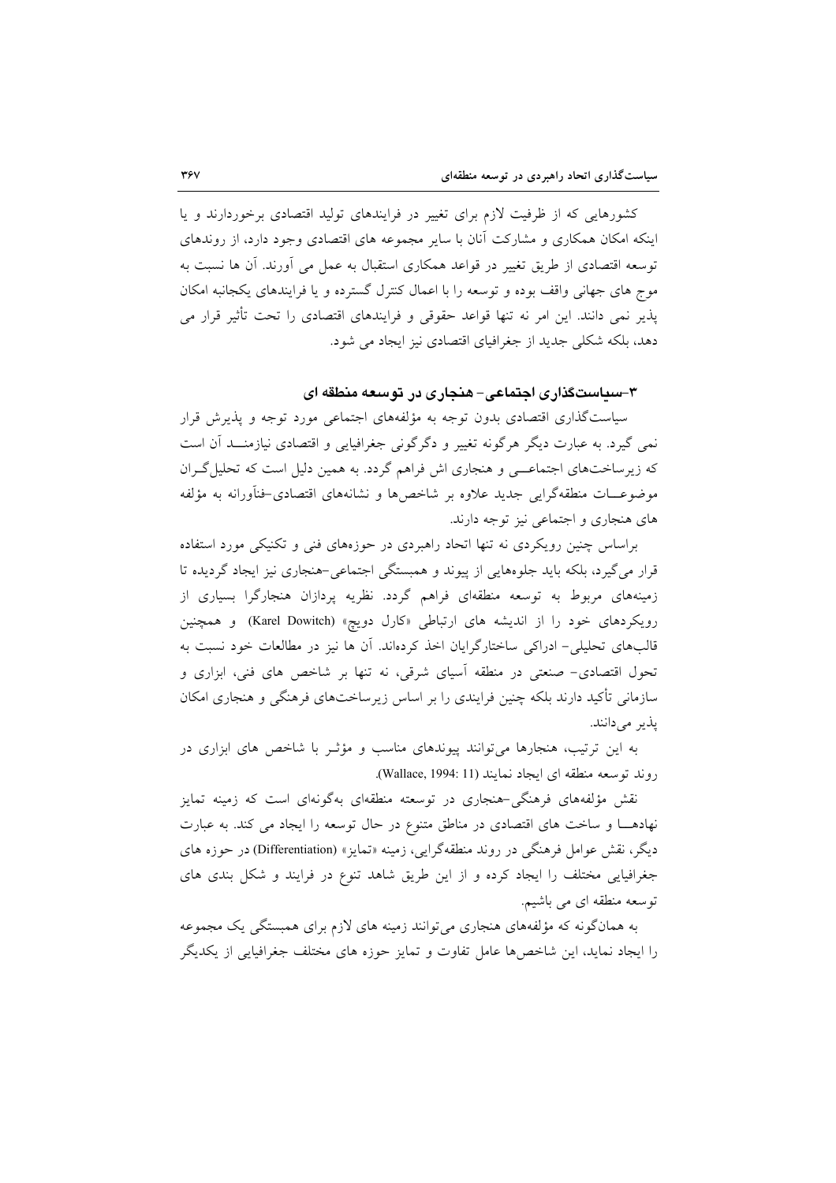کشورهایی که از ظرفیت لازم برای تغییر در فرایندهای تولید اقتصادی برخوردارند و یا اینکه امکان همکاری و مشارکت آنان با سایر مجموعه های اقتصادی وجود دارد، از روندهای توسعه اقتصادی از طریق تغییر در قواعد همکاری استقبال به عمل می آورند. آن ها نسبت به موج های جهانی واقف بوده و توسعه را با اعمال کنترل گسترده و یا فرایندهای یکجانبه امکان پذیر نمی دانند. این امر نه تنها قواعد حقوقی و فرایندهای اقتصادی را تحت تأثیر قرار می دهد، بلکه شکلی جدید از جغرافیای اقتصادی نیز ایجاد می شود.

### ۳-سیاست‌گذاری اجتماعی- هنجاری در توسعه منطقه ای

سیاست‌گذاری اقتصادی بدون توجه به مؤلفه‌های اجتماعی مورد توجه و پذیرش قرار نمی گیرد. به عبارت دیگر هرگونه تغییر و دگرگونی جغرافیایی و اقتصادی نیازمنـــد آن است که زیرساخت‌های اجتماعـــی و هنجاری اش فراهم گردد. به همین دلیل است که تحلیل‌گـران موضوعـــات منطقه‌گرایی جدید علاوه بر شاخص‌ها و نشانه‌های اقتصادی-فناَورانه به مؤلفه های هنجاری و اجتماعی نیز توجه دارند.

براساس چنین رویکردی نه تنها اتحاد راهبردی در حوزه‌های فنی و تکنیکی مورد استفاده قرار می‌گیرد، بلکه باید جلوه‌هایی از پیوند و همبستگی اجتماعی-هنجاری نیز ایجاد گردیده تا زمینه‌های مربوط به توسعه منطقه‌ای فراهم گردد. نظریه پردازان هنجارگرا بسیاری از رویکردهای خود را از اندیشه های ارتباطی «کارل دویچ» (Karel Dowitch) و همچنین قالب‌های تحلیلی- ادراکی ساختارگرایان اخذ کرده‌اند. آن ها نیز در مطالعات خود نسبت به تحول اقتصادی- صنعتی در منطقه آسیای شرقی، نه تنها بر شاخص های فنی، ابزاری و سازمانی تأکید دارند بلکه چنین فرایندی را بر اساس زیرساخت‌های فرهنگی و هنجاری امکان پذیر می‌دانند.

به این ترتیب، هنجارها می‌توانند پیوندهای مناسب و مؤثـر با شاخص های ابزاری در روند توسعه منطقه ای ایجاد نمایند (Wallace, 1994: 11).

نقش مؤلفه‌های فرهنگی-هنجاری در توسعه منطقه‌ای به‌گونه‌ای است که زمینه تمایز نهادهـــا و ساخت های اقتصادی در مناطق متنوع در حال توسعه را ایجاد می کند. به عبارت دیگر، نقش عوامل فرهنگی در روند منطقه‌گرایی، زمینه «تمایز» (Differentiation) در حوزه های جغرافیایی مختلف را ایجاد کرده و از این طریق شاهد تنوع در فرایند و شکل بندی های توسعه منطقه ای می باشیم.

به همان‌گونه که مؤلفه‌های هنجاری می‌توانند زمینه های لازم برای همبستگی یک مجموعه را ایجاد نماید، این شاخص‌ها عامل تفاوت و تمایز حوزه های مختلف جغرافیایی از یکدیگر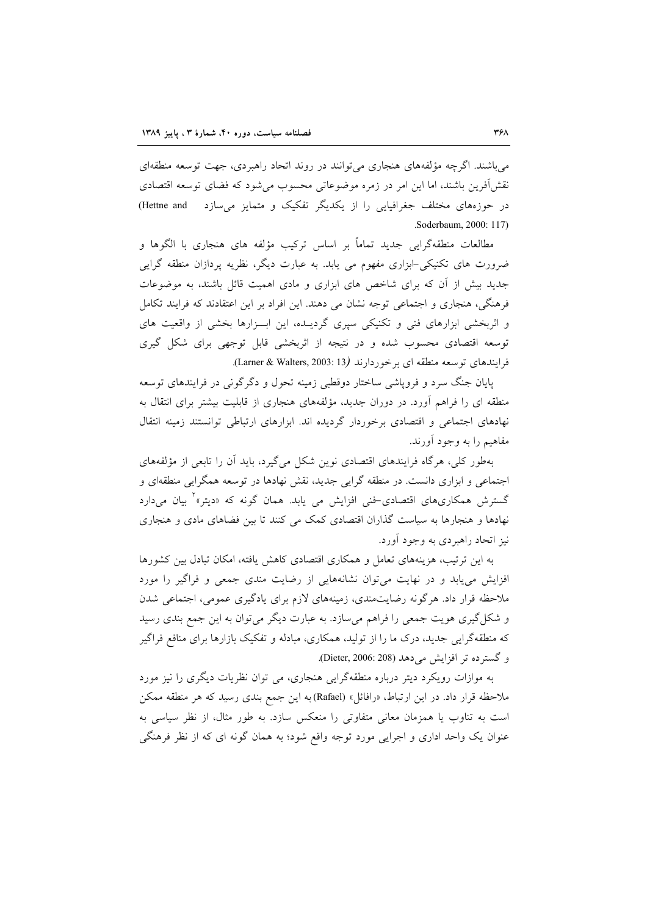می‌باشند. اگرچه مؤلفه‌های هنجاری می‌توانند در روند اتحاد راهبردی، جهت توسعه منطقه‌ای نقش‌آفرین باشند، اما این امر در زمره موضوعاتی محسوب می‌شود که فضای توسعه اقتصادی در حوزه‌های مختلف جغرافیایی را از یکدیگر تفکیک و متمایز می‌سازد (Hettne and Soderbaum, 2000: 117).

مطالعات منطقه‌گرایی جدید تماماً بر اساس ترکیب مؤلفه های هنجاری با الگوها و ضرورت های تکنیکی-ابزاری مفهوم می یابد. به عبارت دیگر، نظریه پردازان منطقه گرایی جدید بیش از آن که برای شاخص های ابزاری و مادی اهمیت قائل باشند، به موضوعات فرهنگی، هنجاری و اجتماعی توجه نشان می دهند. این افراد بر این اعتقادند که فرایند تکامل و اثربخشی ابزارهای فنی و تکنیکی سپری گردیـده، این ابـزارها بخشی از واقعیت های توسعه اقتصادی محسوب شده و در نتیجه از اثربخشی قابل توجهی برای شکل گیری فرایندهای توسعه منطقه ای برخوردارند (Larner & Walters, 2003: 13).

پایان جنگ سرد و فروپاشی ساختار دوقطبی زمینه تحول و دگرگونی در فرایندهای توسعه منطقه ای را فراهم آورد. در دوران جدید، مؤلفه‌های هنجاری از قابلیت بیشتر برای انتقال به نهادهای اجتماعی و اقتصادی برخوردار گردیده اند. ابزارهای ارتباطی توانستند زمینه انتقال مفاهیم را به وجود آورند.

به‌طور کلی، هرگاه فرایندهای اقتصادی نوین شکل می‌گیرد، باید آن را تابعی از مؤلفه‌های اجتماعی و ابزاری دانست. در منطقه گرایی جدید، نقش نهادها در توسعه همگرایی منطقه‌ای و گسترش همکاری‌های اقتصادی-فنی افزایش می یابد. همان گونه که «دیتر»[2] بیان می‌دارد نهادها و هنجارها به سیاست گذاران اقتصادی کمک می کنند تا بین فضاهای مادی و هنجاری نیز اتحاد راهبردی به وجود آورد.

به این ترتیب، هزینه‌های تعامل و همکاری اقتصادی کاهش یافته، امکان تبادل بین کشورها افزایش می‌یابد و در نهایت می‌توان نشانه‌هایی از رضایت مندی جمعی و فراگیر را مورد ملاحظه قرار داد. هرگونه رضایت‌مندی، زمینه‌های لازم برای یادگیری عمومی، اجتماعی شدن و شکل‌گیری هویت جمعی را فراهم می‌سازد. به عبارت دیگر می‌توان به این جمع بندی رسید که منطقه‌گرایی جدید، درک ما را از تولید، همکاری، مبادله و تفکیک بازارها برای منافع فراگیر و گسترده تر افزایش می‌دهد (Dieter, 2006: 208).

به موازات رویکرد دیتر درباره منطقه‌گرایی هنجاری، می توان نظریات دیگری را نیز مورد ملاحظه قرار داد. در این ارتباط، «رافائل» (Rafael) به این جمع بندی رسید که هر منطقه ممکن است به تناوب یا همزمان معانی متفاوتی را منعکس سازد. به طور مثال، از نظر سیاسی به عنوان یک واحد اداری و اجرایی مورد توجه واقع شود؛ به همان گونه ای که از نظر فرهنگی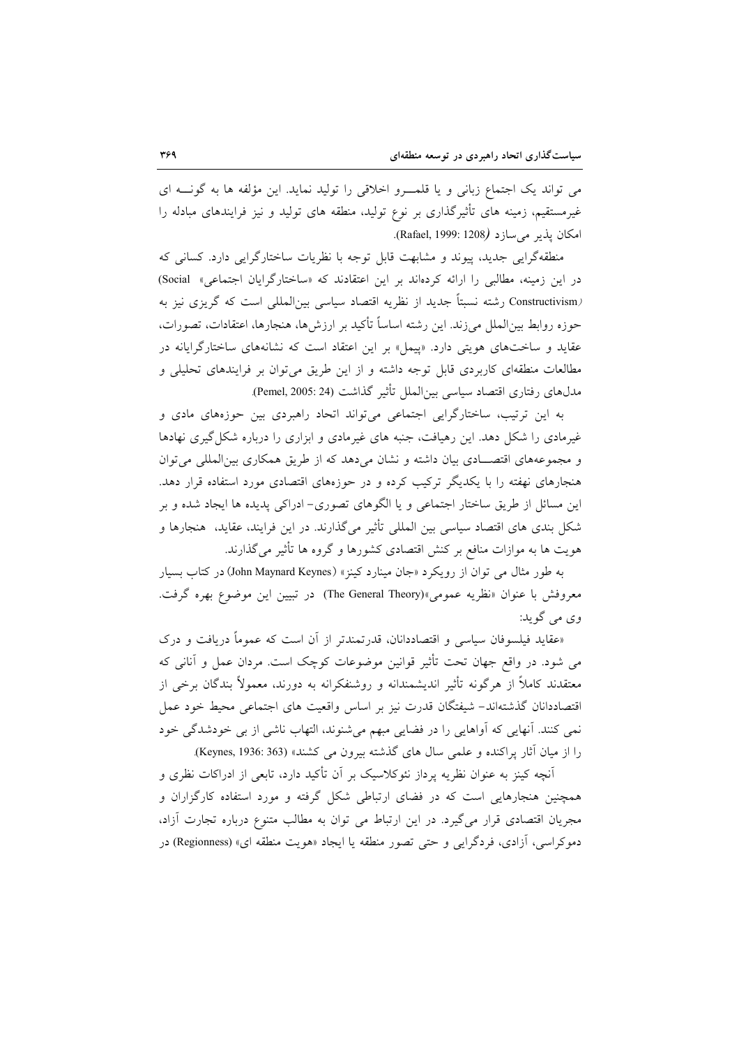می تواند یک اجتماع زبانی و یا قلمـــرو اخلاقی را تولید نماید. این مؤلفه ها به گونـــه ای غیرمستقیم، زمینه های تأثیرگذاری بر نوع تولید، منطقه های تولید و نیز فرایندهای مبادله را امکان پذیر می‌سازد (Rafael, 1999: 1208).

منطقه‌گرایی جدید، پیوند و مشابهت قابل توجه با نظریات ساختارگرایی دارد. کسانی که در این زمینه، مطالبی را ارائه کرده‌اند بر این اعتقادند که «ساختارگرایان اجتماعی» (Social Constructivism) رشته نسبتاً جدید از نظریه اقتصاد سیاسی بین‌المللی است که گریزی نیز به حوزه روابط بین‌الملل می‌زند. این رشته اساساً تأکید بر ارزش‌ها، هنجارها، اعتقادات، تصورات، عقاید و ساخت‌های هویتی دارد. «پیمل» بر این اعتقاد است که نشانه‌های ساختارگرایانه در مطالعات منطقه‌ای کاربردی قابل توجه داشته و از این طریق می‌توان بر فرایندهای تحلیلی و مدل‌های رفتاری اقتصاد سیاسی بین‌الملل تأثیر گذاشت (Pemel, 2005: 24).

به این ترتیب، ساختارگرایی اجتماعی می‌تواند اتحاد راهبردی بین حوزه‌های مادی و غیرمادی را شکل دهد. این رهیافت، جنبه های غیرمادی و ابزاری را درباره شکل‌گیری نهادها و مجموعه‌های اقتصـــادی بیان داشته و نشان می‌دهد که از طریق همکاری بین‌المللی می‌توان هنجارهای نهفته را با یکدیگر ترکیب کرده و در حوزه‌های اقتصادی مورد استفاده قرار دهد. این مسائل از طریق ساختار اجتماعی و یا الگوهای تصوری- ادراکی پدیده ها ایجاد شده و بر شکل بندی های اقتصاد سیاسی بین المللی تأثیر می‌گذارند. در این فرایند، عقاید، هنجارها و هویت ها به موازات منافع بر کنش اقتصادی کشورها و گروه ها تأثیر می‌گذارند.

به طور مثال می توان از رویکرد «جان مینارد کینز» (John Maynard Keynes) در کتاب بسیار معروفش با عنوان «نظریه عمومی»(The General Theory) در تبیین این موضوع بهره گرفت. وی می گوید:

«عقاید فیلسوفان سیاسی و اقتصاددانان، قدرتمندتر از آن است که عموماً دریافت و درک می شود. در واقع جهان تحت تأثیر قوانین موضوعات کوچک است. مردان عمل و آنانی که معتقدند کاملاً از هرگونه تأثیر اندیشمندانه و روشنفکرانه به دورند، معمولاً بندگان برخی از اقتصاددانان گذشته‌اند- شیفتگان قدرت نیز بر اساس واقعیت های اجتماعی محیط خود عمل نمی کنند. آنهایی که آواهایی را در فضایی مبهم می‌شنوند، التهاب ناشی از بی خودشدگی خود را از میان آثار پراکنده و علمی سال های گذشته بیرون می کشند» (Keynes, 1936: 363).

آنچه کینز به عنوان نظریه پرداز نئوکلاسیک بر آن تأکید دارد، تابعی از ادراکات نظری و همچنین هنجارهایی است که در فضای ارتباطی شکل گرفته و مورد استفاده کارگزاران و مجریان اقتصادی قرار می‌گیرد. در این ارتباط می توان به مطالب متنوع درباره تجارت آزاد، دموکراسی، آزادی، فردگرایی و حتی تصور منطقه یا ایجاد «هویت منطقه ای» (Regionness) در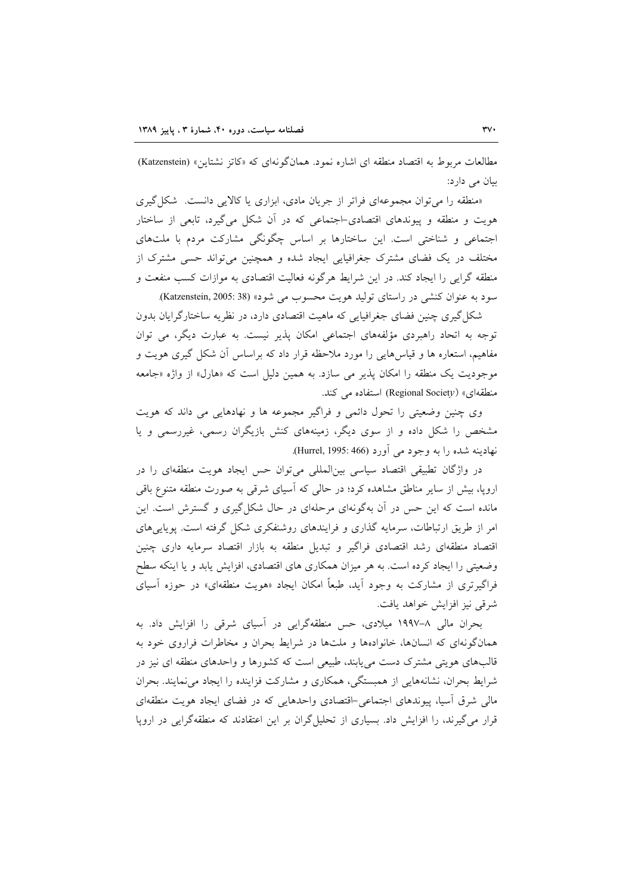مطالعات مربوط به اقتصاد منطقه ای اشاره نمود. همان‌گونه‌ای که «کاتز نشتاین» (Katzenstein) بیان می دارد:

«منطقه را می‌توان مجموعه‌ای فراتر از جریان مادی، ابزاری یا کالایی دانست. شکل‌گیری هویت و منطقه و پیوندهای اقتصادی-اجتماعی که در آن شکل می‌گیرد، تابعی از ساختار اجتماعی و شناختی است. این ساختارها بر اساس چگونگی مشارکت مردم با ملت‌های مختلف در یک فضای مشترک جغرافیایی ایجاد شده و همچنین می‌تواند حسی مشترک از منطقه گرایی را ایجاد کند. در این شرایط هرگونه فعالیت اقتصادی به موازات کسب منفعت و سود به عنوان کنشی در راستای تولید هویت محسوب می شود» (Katzenstein, 2005: 38).

شکل‌گیری چنین فضای جغرافیایی که ماهیت اقتصادی دارد، در نظریه ساختارگرایان بدون توجه به اتحاد راهبردی مؤلفه‌های اجتماعی امکان پذیر نیست. به عبارت دیگر، می توان مفاهیم، استعاره ها و قیاس‌هایی را مورد ملاحظه قرار داد که براساس آن شکل گیری هویت و موجودیت یک منطقه را امکان پذیر می سازد. به همین دلیل است که «هارل» از واژه «جامعه منطقه‌ای» (Regional Society) استفاده می کند.

وی چنین وضعیتی را تحول دائمی و فراگیر مجموعه ها و نهادهایی می داند که هویت مشخص را شکل داده و از سوی دیگر، زمینه‌های کنش بازیگران رسمی، غیررسمی و یا نهادینه شده را به وجود می آورد (Hurrel, 1995: 466).

در واژگان تطبیقی اقتصاد سیاسی بین‌المللی می‌توان حس ایجاد هویت منطقه‌ای را در اروپا، بیش از سایر مناطق مشاهده کرد؛ در حالی که آسیای شرقی به صورت منطقه متنوع باقی مانده است که این حس در آن به‌گونه‌ای مرحله‌ای در حال شکل‌گیری و گسترش است. این امر از طریق ارتباطات، سرمایه گذاری و فرایندهای روشنفکری شکل گرفته است. پویایی‌های اقتصاد منطقه‌ای رشد اقتصادی فراگیر و تبدیل منطقه به بازار اقتصاد سرمایه داری چنین وضعیتی را ایجاد کرده است. به هر میزان همکاری های اقتصادی، افزایش یابد و یا اینکه سطح فراگیرتری از مشارکت به وجود آید، طبعاً امکان ایجاد «هویت منطقه‌ای» در حوزه آسیای شرقی نیز افزایش خواهد یافت.

بحران مالی ۸-۱۹۹۷ میلادی، حس منطقه‌گرایی در آسیای شرقی را افزایش داد. به همان‌گونه‌ای که انسان‌ها، خانواده‌ها و ملت‌ها در شرایط بحران و مخاطرات فراروی خود به قالب‌های هویتی مشترک دست می‌یابند، طبیعی است که کشورها و واحدهای منطقه ای نیز در شرایط بحران، نشانه‌هایی از همبستگی، همکاری و مشارکت فزاینده را ایجاد می‌نمایند. بحران مالی شرق آسیا، پیوندهای اجتماعی-اقتصادی واحدهایی که در فضای ایجاد هویت منطقه‌ای قرار می‌گیرند، را افزایش داد. بسیاری از تحلیل‌گران بر این اعتقادند که منطقه‌گرایی در اروپا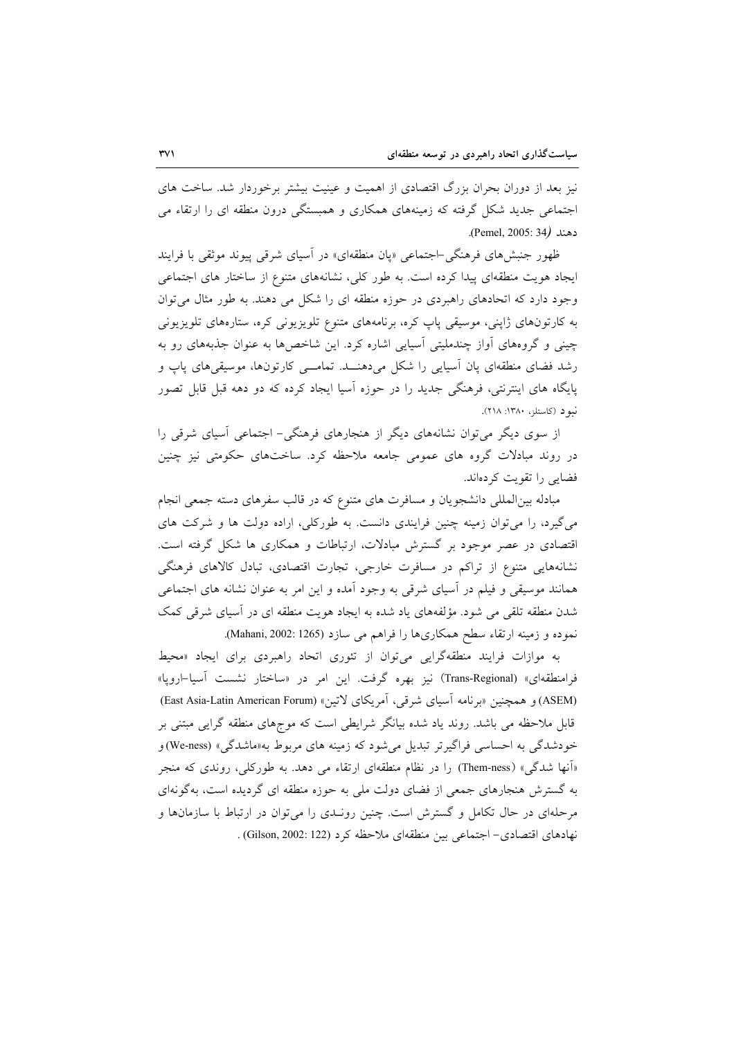نیز بعد از دوران بحران بزرگ اقتصادی از اهمیت و عینیت بیشتر برخوردار شد. ساخت های اجتماعی جدید شکل گرفته که زمینه‌های همکاری و همبستگی درون منطقه ای را ارتقاء می دهند (Pemel, 2005: 34).

ظهور جنبش‌های فرهنگی-اجتماعی «پان منطقه‌ای» در آسیای شرقی پیوند موثقی با فرایند ایجاد هویت منطقه‌ای پیدا کرده است. به طور کلی، نشانه‌های متنوع از ساختار های اجتماعی وجود دارد که اتحادهای راهبردی در حوزه منطقه ای را شکل می دهند. به طور مثال می‌توان به کارتون‌های ژاپنی، موسیقی پاپ کره، برنامه‌های متنوع تلویزیونی کره، ستاره‌های تلویزیونی چینی و گروه‌های آواز چندملیتی آسیایی اشاره کرد. این شاخص‌ها به عنوان جذبه‌های رو به رشد فضای منطقه‌ای پان آسیایی را شکل می‌دهنـد. تمامـی کارتون‌ها، موسیقی‌های پاپ و پایگاه های اینترنتی، فرهنگی جدید را در حوزه آسیا ایجاد کرده که دو دهه قبل قابل تصور نبود (کاستلز، ۱۳۸۰: ۲۱۸).

از سوی دیگر می‌توان نشانه‌های دیگر از هنجارهای فرهنگی- اجتماعی آسیای شرقی را در روند مبادلات گروه های عمومی جامعه ملاحظه کرد. ساخت‌های حکومتی نیز چنین فضایی را تقویت کرده‌اند.

مبادله بین‌المللی دانشجویان و مسافرت های متنوع که در قالب سفرهای دسته جمعی انجام می‌گیرد، را می‌توان زمینه چنین فرایندی دانست. به طورکلی، اراده دولت ها و شرکت های اقتصادی در عصر موجود بر گسترش مبادلات، ارتباطات و همکاری ها شکل گرفته است. نشانه‌هایی متنوع از تراکم در مسافرت خارجی، تجارت اقتصادی، تبادل کالاهای فرهنگی همانند موسیقی و فیلم در آسیای شرقی به وجود آمده و این امر به عنوان نشانه های اجتماعی شدن منطقه تلقی می شود. مؤلفه‌های یاد شده به ایجاد هویت منطقه ای در آسیای شرقی کمک نموده و زمینه ارتقاء سطح همکاری‌ها را فراهم می سازد (Mahani, 2002: 1265).

به موازات فرایند منطقه‌گرایی می‌توان از تئوری اتحاد راهبردی برای ایجاد «محیط فرامنطقه‌ای» (Trans-Regional) نیز بهره گرفت. این امر در «ساختار نشست آسیا-اروپا» (ASEM) و همچنین «برنامه آسیای شرقی، آمریکای لاتین» (East Asia-Latin American Forum) قابل ملاحظه می باشد. روند یاد شده بیانگر شرایطی است که موج‌های منطقه گرایی مبتنی بر خودشدگی به احساسی فراگیرتر تبدیل می‌شود که زمینه های مربوط به«ماشدگی» (We-ness) و «آنها شدگی» (Them-ness) را در نظام منطقه‌ای ارتقاء می دهد. به طورکلی، روندی که منجر به گسترش هنجارهای جمعی از فضای دولت ملی به حوزه منطقه ای گردیده است، به‌گونه‌ای مرحله‌ای در حال تکامل و گسترش است. چنین رونـدی را می‌توان در ارتباط با سازمان‌ها و نهادهای اقتصادی- اجتماعی بین منطقه‌ای ملاحظه کرد (Gilson, 2002: 122).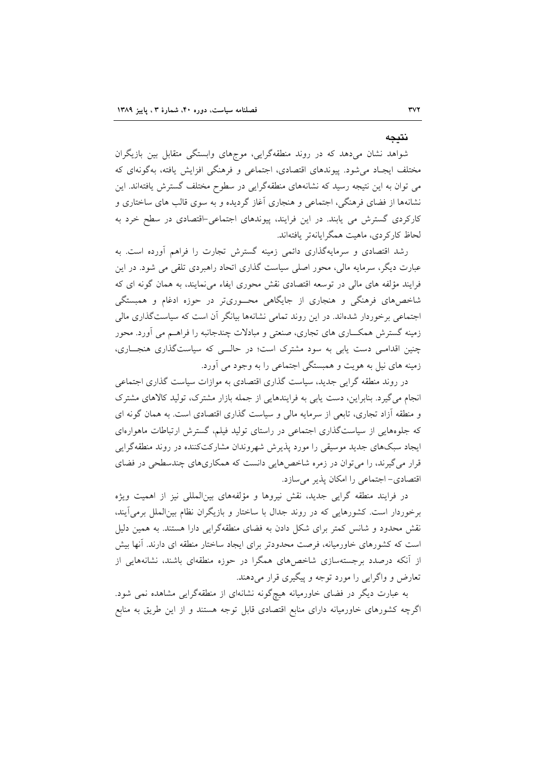## نتیجه

شواهد نشان می‌دهد که در روند منطقه‌گرایی، موج‌های وابستگی متقابل بین بازیگران مختلف ایجـاد می‌شود. پیوندهای اقتصادی، اجتماعی و فرهنگی افزایش یافته، به‌گونه‌ای که می توان به این نتیجه رسید که نشانه‌های منطقه‌گرایی در سطوح مختلف گسترش یافته‌اند. این نشانه‌ها از فضای فرهنگی، اجتماعی و هنجاری آغاز گردیده و به سوی قالب های ساختاری و کارکردی گسترش می یابند. در این فرایند، پیوندهای اجتماعی-اقتصادی در سطح خرد به لحاظ کارکردی، ماهیت همگرایانه‌تر یافته‌اند.

رشد اقتصادی و سرمایه‌گذاری دائمی زمینه گسترش تجارت را فراهم آورده است. به عبارت دیگر، سرمایه مالی، محور اصلی سیاست گذاری اتحاد راهبردی تلقی می شود. در این فرایند مؤلفه های مالی در توسعه اقتصادی نقش محوری ایفاء می‌نمایند، به همان گونه ای که شاخص‌های فرهنگی و هنجاری از جایگاهی محـــوری‌تر در حوزه ادغام و همبستگی اجتماعی برخوردار شده‌اند. در این روند تمامی نشانه‌ها بیانگر آن است که سیاست‌گذاری مالی زمینه گسترش همکـــاری های تجاری، صنعتی و مبادلات چندجانبه را فراهـم می آورد. محور چنین اقدامـی دست یابی به سود مشترک است؛ در حالـــی که سیاست‌گذاری هنجـــاری، زمینه های نیل به هویت و همبستگی اجتماعی را به وجود می آورد.

در روند منطقه گرایی جدید، سیاست گذاری اقتصادی به موازات سیاست گذاری اجتماعی انجام می‌گیرد. بنابراین، دست یابی به فرایندهایی از جمله بازار مشترک، تولید کالاهای مشترک و منطقه آزاد تجاری، تابعی از سرمایه مالی و سیاست گذاری اقتصادی است. به همان گونه ای که جلوه‌هایی از سیاست‌گذاری اجتماعی در راستای تولید فیلم، گسترش ارتباطات ماهواره‌ای ایجاد سبک‌های جدید موسیقی را مورد پذیرش شهروندان مشارکت‌کننده در روند منطقه‌گرایی قرار می‌گیرند، را می‌توان در زمره شاخص‌هایی دانست که همکاری‌های چندسطحی در فضای اقتصادی- اجتماعی را امکان پذیر می‌سازد.

در فرایند منطقه گرایی جدید، نقش نیروها و مؤلفه‌های بین‌المللی نیز از اهمیت ویژه برخوردار است. کشورهایی که در روند جدال با ساختار و بازیگران نظام بین‌الملل برمی‌آیند، نقش محدود و شانس کمتر برای شکل دادن به فضای منطقه‌گرایی دارا هستند. به همین دلیل است که کشورهای خاورمیانه، فرصت محدودتر برای ایجاد ساختار منطقه ای دارند. آنها بیش از آنکه درصدد برجسته‌سازی شاخص‌های همگرا در حوزه منطقه‌ای باشند، نشانه‌هایی از تعارض و واگرایی را مورد توجه و پیگیری قرار می‌دهند.

به عبارت دیگر در فضای خاورمیانه هیچ‌گونه نشانه‌ای از منطقه‌گرایی مشاهده نمی شود. اگرچه کشورهای خاورمیانه دارای منابع اقتصادی قابل توجه هستند و از این طریق به منابع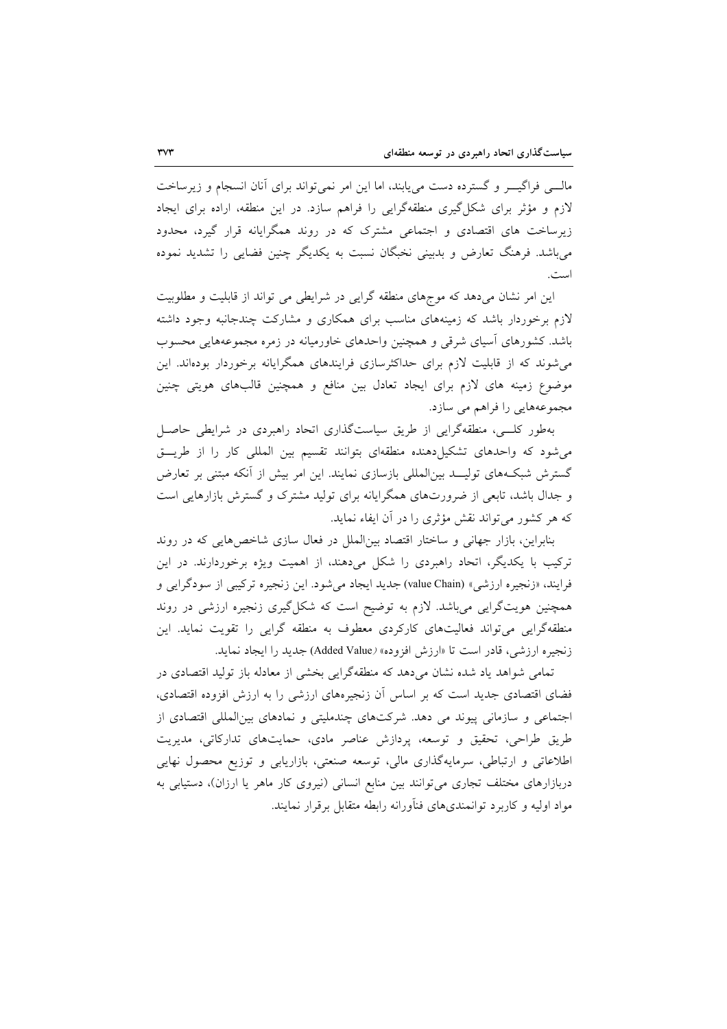مالـــی فراگیـــر و گسترده دست می‌یابند، اما این امر نمی‌تواند برای آنان انسجام و زیرساخت لازم و مؤثر برای شکل‌گیری منطقه‌گرایی را فراهم سازد. در این منطقه، اراده برای ایجاد زیرساخت های اقتصادی و اجتماعی مشترک که در روند همگرایانه قرار گیرد، محدود می‌باشد. فرهنگ تعارض و بدبینی نخبگان نسبت به یکدیگر چنین فضایی را تشدید نموده است.

این امر نشان می‌دهد که موج‌های منطقه گرایی در شرایطی می تواند از قابلیت و مطلوبیت لازم برخوردار باشد که زمینه‌های مناسب برای همکاری و مشارکت چندجانبه وجود داشته باشد. کشورهای آسیای شرقی و همچنین واحدهای خاورمیانه در زمره مجموعه‌هایی محسوب می‌شوند که از قابلیت لازم برای حداکثرسازی فرایندهای همگرایانه برخوردار بوده‌اند. این موضوع زمینه های لازم برای ایجاد تعادل بین منافع و همچنین قالب‌های هویتی چنین مجموعه‌هایی را فراهم می سازد.

به‌طور کلـــی، منطقه‌گرایی از طریق سیاست‌گذاری اتحاد راهبردی در شرایطی حاصـل می‌شود که واحدهای تشکیل‌دهنده منطقه‌ای بتوانند تقسیم بین المللی کار را از طریـــق گسترش شبکـه‌های تولیـــد بین‌المللی بازسازی نمایند. این امر بیش از آنکه مبتنی بر تعارض و جدال باشد، تابعی از ضرورت‌های همگرایانه برای تولید مشترک و گسترش بازارهایی است که هر کشور می‌تواند نقش مؤثری را در آن ایفاء نماید.

بنابراین، بازار جهانی و ساختار اقتصاد بین‌الملل در فعال سازی شاخص‌هایی که در روند ترکیب با یکدیگر، اتحاد راهبردی را شکل می‌دهند، از اهمیت ویژه برخوردارند. در این فرایند، «زنجیره ارزشی» (value Chain) جدید ایجاد می‌شود. این زنجیره ترکیبی از سودگرایی و همچنین هویت‌گرایی می‌باشد. لازم به توضیح است که شکل‌گیری زنجیره ارزشی در روند منطقه‌گرایی می‌تواند فعالیت‌های کارکردی معطوف به منطقه گرایی را تقویت نماید. این زنجیره ارزشی، قادر است تا «ارزش افزوده» (Added Value) جدید را ایجاد نماید.

تمامی شواهد یاد شده نشان می‌دهد که منطقه‌گرایی بخشی از معادله باز تولید اقتصادی در فضای اقتصادی جدید است که بر اساس آن زنجیره‌های ارزشی را به ارزش افزوده اقتصادی، اجتماعی و سازمانی پیوند می دهد. شرکت‌های چندملیتی و نمادهای بین‌المللی اقتصادی از طریق طراحی، تحقیق و توسعه، پردازش عناصر مادی، حمایت‌های تدارکاتی، مدیریت اطلاعاتی و ارتباطی، سرمایه‌گذاری مالی، توسعه صنعتی، بازاریابی و توزیع محصول نهایی دربازارهای مختلف تجاری می‌توانند بین منابع انسانی (نیروی کار ماهر یا ارزان)، دستیابی به مواد اولیه و کاربرد توانمندی‌های فنآورانه رابطه متقابل برقرار نمایند.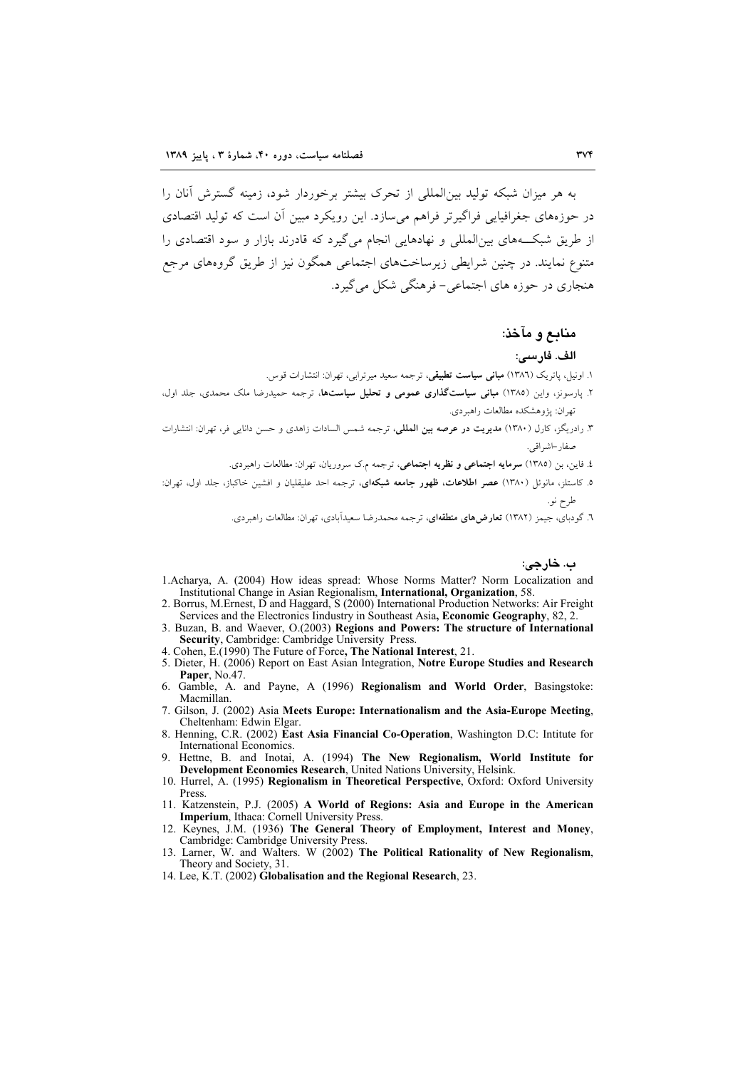به هر میزان شبکه تولید بین‌المللی از تحرک بیشتر برخوردار شود، زمینه گسترش آنان را در حوزه‌های جغرافیایی فراگیرتر فراهم می‌سازد. این رویکرد مبین آن است که تولید اقتصادی از طریق شبکـــه‌های بین‌المللی و نهادهایی انجام می‌گیرد که قادرند بازار و سود اقتصادی را متنوع نمایند. در چنین شرایطی زیرساخت‌های اجتماعی همگون نیز از طریق گروه‌های مرجع هنجاری در حوزه های اجتماعی- فرهنگی شکل می‌گیرد.

## منابع و مآخذ:

### الف. فارسی:

۱. اونیل، پاتریک (۱۳۸۶) **مبانی سیاست تطبیقی**، ترجمه سعید میرترابی، تهران: انتشارات قوس.

۲. پارسونز، واین (۱۳۸۵) **مبانی سیاست‌گذاری عمومی و تحلیل سیاست‌ها**، ترجمه حمیدرضا ملک محمدی، جلد اول، تهران: پژوهشکده مطالعات راهبردی.

۳. رادریگز، کارل (۱۳۸۰) **مدیریت در عرصه بین المللی**، ترجمه شمس السادات زاهدی و حسن دانایی فر، تهران: انتشارات صفار-اشراقی.

٤. فاین، بن (۱۳۸۵) **سرمایه اجتماعی و نظریه اجتماعی**، ترجمه م.ک سروریان، تهران: مطالعات راهبردی.

٥. کاستلز، مانوئل (۱۳۸۰) **عصر اطلاعات، ظهور جامعه شبکه‌ای**، ترجمه احد علیقلیان و افشین خاکباز، جلد اول، تهران: طرح نو.

٦. گودبای، جیمز (۱۳۸۲) **تعارض‌های منطقه‌ای**، ترجمه محمدرضا سعیدآبادی، تهران: مطالعات راهبردی.

### ب. خارجی:

1. Acharya, A. (2004) How ideas spread: Whose Norms Matter? Norm Localization and Institutional Change in Asian Regionalism, **International, Organization**, 58.
2. Borrus, M.Ernest, D and Haggard, S (2000) International Production Networks: Air Freight Services and the Electronics Iindustry in Southeast Asia**, Economic Geography**, 82, 2.
3. Buzan, B. and Waever, O.(2003) **Regions and Powers: The structure of International Security**, Cambridge: Cambridge University Press.
4. Cohen, E.(1990) The Future of Force**, The National Interest**, 21.
5. Dieter, H. (2006) Report on East Asian Integration, **Notre Europe Studies and Research Paper**, No.47.
6. Gamble, A. and Payne, A (1996) **Regionalism and World Order**, Basingstoke: Macmillan.
7. Gilson, J. (2002) Asia **Meets Europe: Internationalism and the Asia-Europe Meeting**, Cheltenham: Edwin Elgar.
8. Henning, C.R. (2002) **East Asia Financial Co-Operation**, Washington D.C: Intitute for International Economics.
9. Hettne, B. and Inotai, A. (1994) **The New Regionalism, World Institute for Development Economics Research**, United Nations University, Helsink.
10. Hurrel, A. (1995) **Regionalism in Theoretical Perspective**, Oxford: Oxford University Press.
11. Katzenstein, P.J. (2005) **A World of Regions: Asia and Europe in the American Imperium**, Ithaca: Cornell University Press.
12. Keynes, J.M. (1936) **The General Theory of Employment, Interest and Money**, Cambridge: Cambridge University Press.
13. Larner, W. and Walters. W (2002) **The Political Rationality of New Regionalism**, Theory and Society, 31.
14. Lee, K.T. (2002) **Globalisation and the Regional Research**, 23.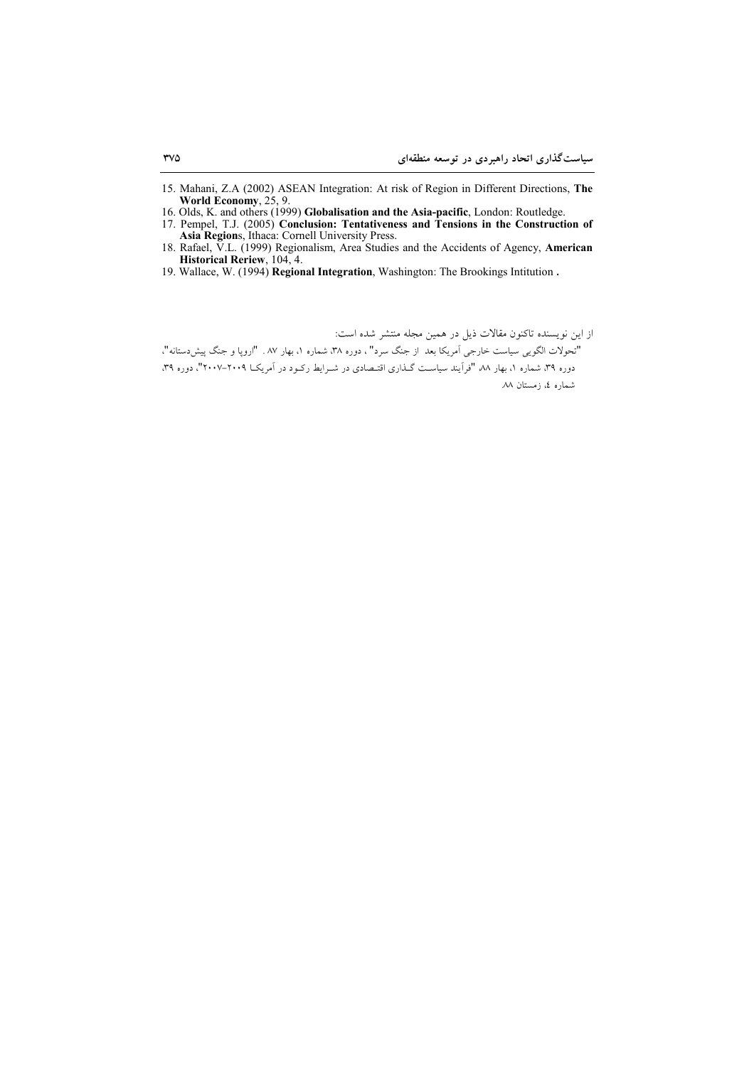15. Mahani, Z.A (2002) ASEAN Integration: At risk of Region in Different Directions, **The World Economy**, 25, 9.
16. Olds, K. and others (1999) **Globalisation and the Asia-pacific**, London: Routledge.
17. Pempel, T.J. (2005) **Conclusion: Tentativeness and Tensions in the Construction of Asia Region**s, Ithaca: Cornell University Press.
18. Rafael, V.L. (1999) Regionalism, Area Studies and the Accidents of Agency, **American Historical Rerièw**, 104, 4.
19. Wallace, W. (1994) **Regional Integration**, Washington: The Brookings Intitution .

از این نویسنده تاکنون مقالات ذیل در همین مجله منتشر شده است:

"تحولات الگویی سیاست خارجی آمریکا بعد از جنگ سرد" ، دوره ۳۸، شماره ۱، بهار ۸۷ . "اروپا و جنگ پیش‌دستانه"، دوره ۳۹، شماره ۱، بهار ۸۸، "فرآیند سیاست گذاری اقتصادی در شرایط رکود در آمریکا ۲۰۰۹-۲۰۰۷"، دوره ۳۹، شماره ٤، زمستان ۸۸.